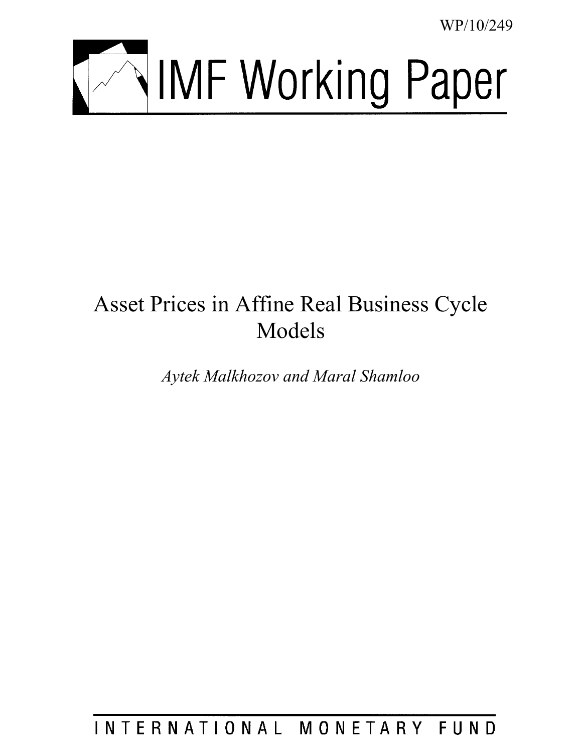WP/10/249

# IMF Working Paper

# Asset Prices in Affine Real Business Cycle Models

*Aytek Malkhozov and Maral Shamloo*

INTERNATIONAL MONETARY FUND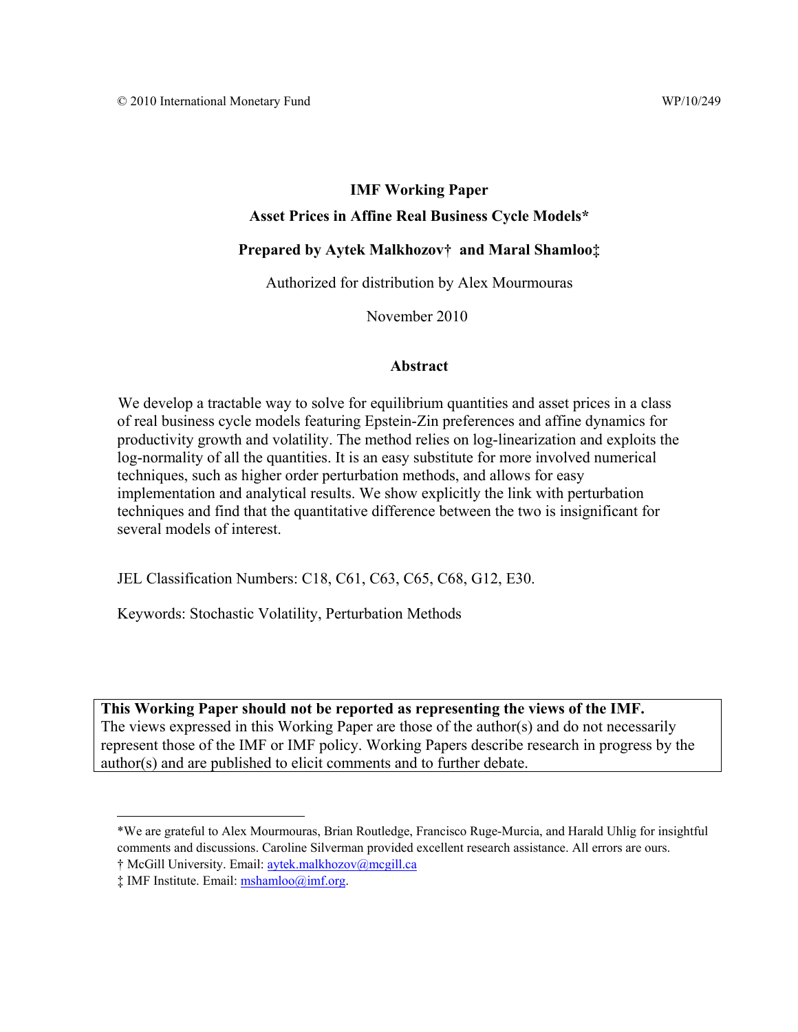© 2010 International Monetary Fund WP/10/249

**IMF Working Paper**

**Asset Prices in Affine Real Business Cycle Models***

**Prepared by Aytek Malkhozov† and Maral Shamloo‡**

Authorized for distribution by Alex Mourmouras

November 2010

## Abstract

We develop a tractable way to solve for equilibrium quantities and asset prices in a class of real business cycle models featuring Epstein-Zin preferences and affine dynamics for productivity growth and volatility. The method relies on log-linearization and exploits the log-normality of all the quantities. It is an easy substitute for more involved numerical techniques, such as higher order perturbation methods, and allows for easy implementation and analytical results. We show explicitly the link with perturbation techniques and find that the quantitative difference between the two is insignificant for several models of interest.

JEL Classification Numbers: C18, C61, C63, C65, C68, G12, E30.

Keywords: Stochastic Volatility, Perturbation Methods

**This Working Paper should not be reported as representing the views of the IMF.**
The views expressed in this Working Paper are those of the author(s) and do not necessarily represent those of the IMF or IMF policy. Working Papers describe research in progress by the author(s) and are published to elicit comments and to further debate.

---

*We are grateful to Alex Mourmouras, Brian Routledge, Francisco Ruge-Murcia, and Harald Uhlig for insightful comments and discussions. Caroline Silverman provided excellent research assistance. All errors are ours.

† McGill University. Email: aytek.malkhozov@mcgill.ca

‡ IMF Institute. Email: mshamloo@imf.org.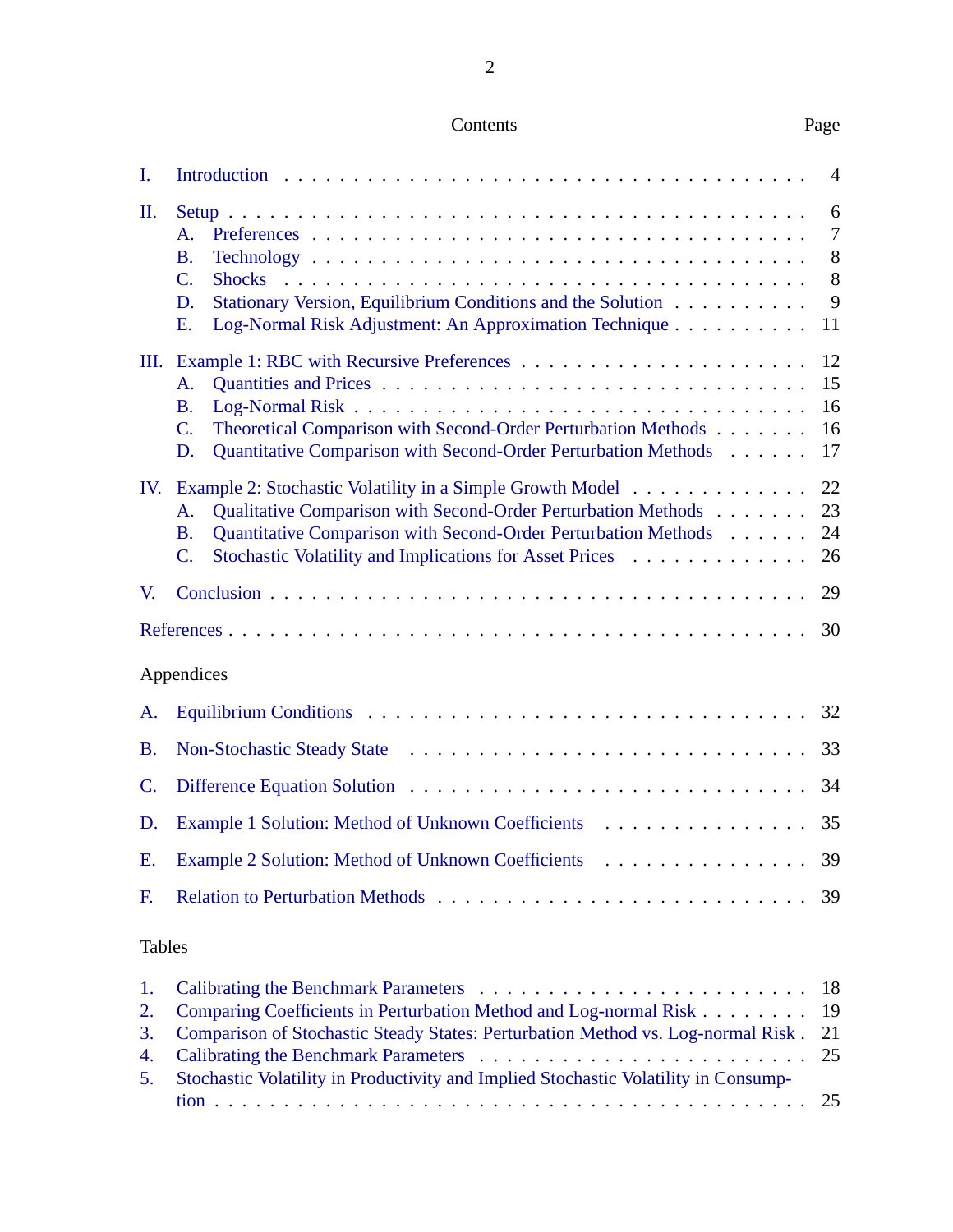## Contents

| | | Page |
|---|---|---|
| I. | Introduction | 4 |
| II. | Setup | 6 |
| | A. Preferences | 7 |
| | B. Technology | 8 |
| | C. Shocks | 8 |
| | D. Stationary Version, Equilibrium Conditions and the Solution | 9 |
| | E. Log-Normal Risk Adjustment: An Approximation Technique | 11 |
| III. | Example 1: RBC with Recursive Preferences | 12 |
| | A. Quantities and Prices | 15 |
| | B. Log-Normal Risk | 16 |
| | C. Theoretical Comparison with Second-Order Perturbation Methods | 16 |
| | D. Quantitative Comparison with Second-Order Perturbation Methods | 17 |
| IV. | Example 2: Stochastic Volatility in a Simple Growth Model | 22 |
| | A. Qualitative Comparison with Second-Order Perturbation Methods | 23 |
| | B. Quantitative Comparison with Second-Order Perturbation Methods | 24 |
| | C. Stochastic Volatility and Implications for Asset Prices | 26 |
| V. | Conclusion | 29 |
| | References | 30 |

### Appendices

| | | |
|---|---|---|
| A. | Equilibrium Conditions | 32 |
| B. | Non-Stochastic Steady State | 33 |
| C. | Difference Equation Solution | 34 |
| D. | Example 1 Solution: Method of Unknown Coefficients | 35 |
| E. | Example 2 Solution: Method of Unknown Coefficients | 39 |
| F. | Relation to Perturbation Methods | 39 |

### Tables

| | | |
|---|---|---|
| 1. | Calibrating the Benchmark Parameters | 18 |
| 2. | Comparing Coefficients in Perturbation Method and Log-normal Risk | 19 |
| 3. | Comparison of Stochastic Steady States: Perturbation Method vs. Log-normal Risk | 21 |
| 4. | Calibrating the Benchmark Parameters | 25 |
| 5. | Stochastic Volatility in Productivity and Implied Stochastic Volatility in Consumption | 25 |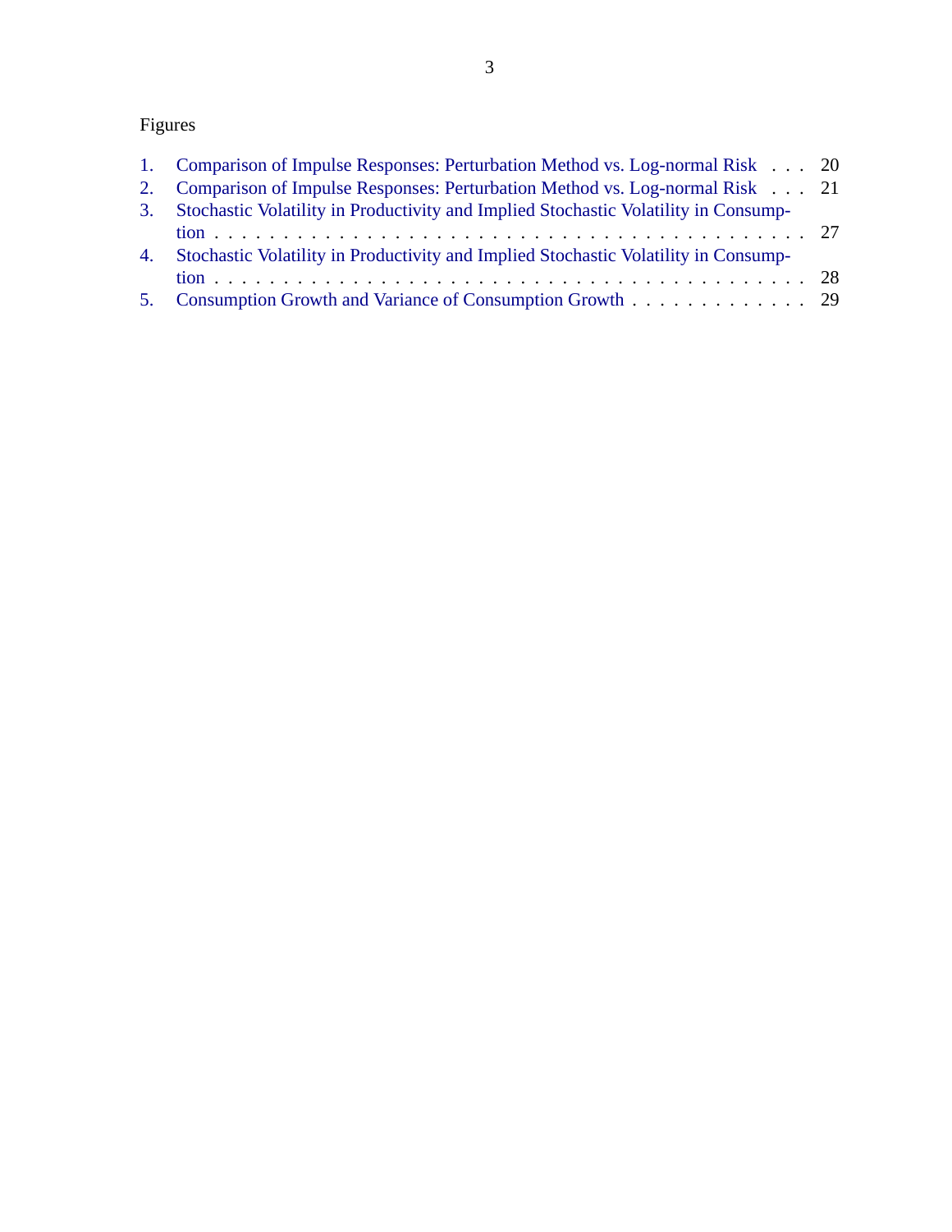Figures

1. Comparison of Impulse Responses: Perturbation Method vs. Log-normal Risk . . . 20
2. Comparison of Impulse Responses: Perturbation Method vs. Log-normal Risk . . . 21
3. Stochastic Volatility in Productivity and Implied Stochastic Volatility in Consumption . . . 27
4. Stochastic Volatility in Productivity and Implied Stochastic Volatility in Consumption . . . 28
5. Consumption Growth and Variance of Consumption Growth . . . 29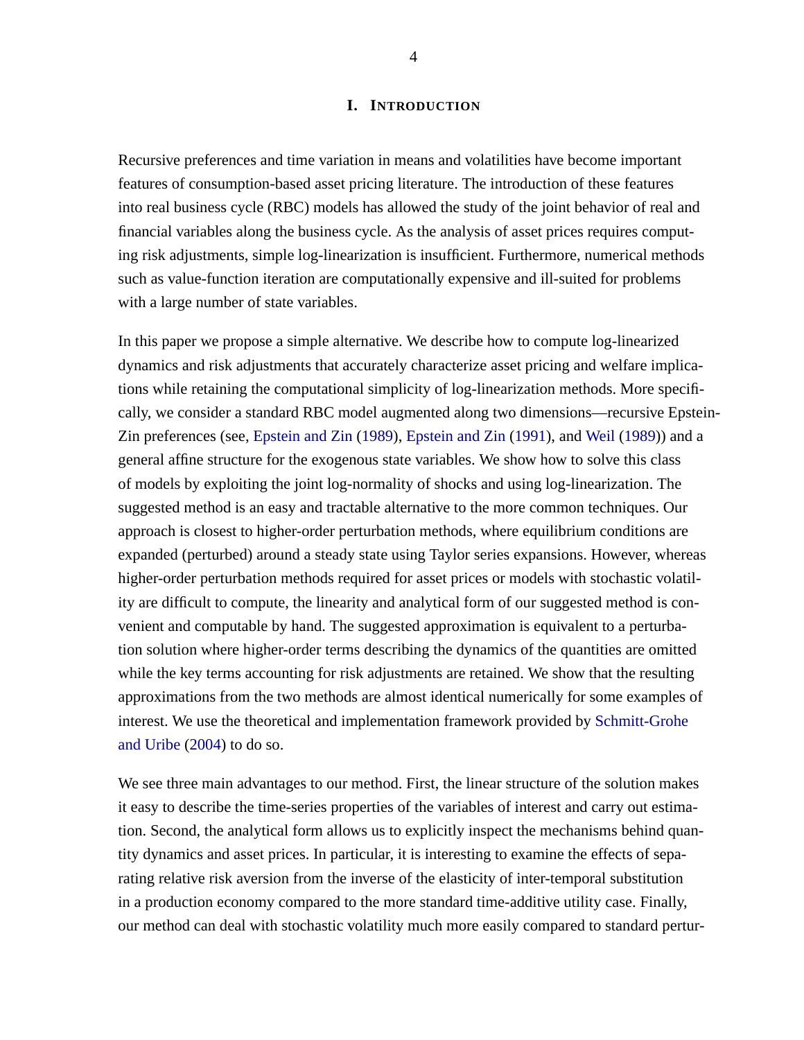# I. Introduction

Recursive preferences and time variation in means and volatilities have become important features of consumption-based asset pricing literature. The introduction of these features into real business cycle (RBC) models has allowed the study of the joint behavior of real and financial variables along the business cycle. As the analysis of asset prices requires computing risk adjustments, simple log-linearization is insufficient. Furthermore, numerical methods such as value-function iteration are computationally expensive and ill-suited for problems with a large number of state variables.

In this paper we propose a simple alternative. We describe how to compute log-linearized dynamics and risk adjustments that accurately characterize asset pricing and welfare implications while retaining the computational simplicity of log-linearization methods. More specifically, we consider a standard RBC model augmented along two dimensions—recursive Epstein-Zin preferences (see, Epstein and Zin (1989), Epstein and Zin (1991), and Weil (1989)) and a general affine structure for the exogenous state variables. We show how to solve this class of models by exploiting the joint log-normality of shocks and using log-linearization. The suggested method is an easy and tractable alternative to the more common techniques. Our approach is closest to higher-order perturbation methods, where equilibrium conditions are expanded (perturbed) around a steady state using Taylor series expansions. However, whereas higher-order perturbation methods required for asset prices or models with stochastic volatility are difficult to compute, the linearity and analytical form of our suggested method is convenient and computable by hand. The suggested approximation is equivalent to a perturbation solution where higher-order terms describing the dynamics of the quantities are omitted while the key terms accounting for risk adjustments are retained. We show that the resulting approximations from the two methods are almost identical numerically for some examples of interest. We use the theoretical and implementation framework provided by Schmitt-Grohe and Uribe (2004) to do so.

We see three main advantages to our method. First, the linear structure of the solution makes it easy to describe the time-series properties of the variables of interest and carry out estimation. Second, the analytical form allows us to explicitly inspect the mechanisms behind quantity dynamics and asset prices. In particular, it is interesting to examine the effects of separating relative risk aversion from the inverse of the elasticity of inter-temporal substitution in a production economy compared to the more standard time-additive utility case. Finally, our method can deal with stochastic volatility much more easily compared to standard pertur-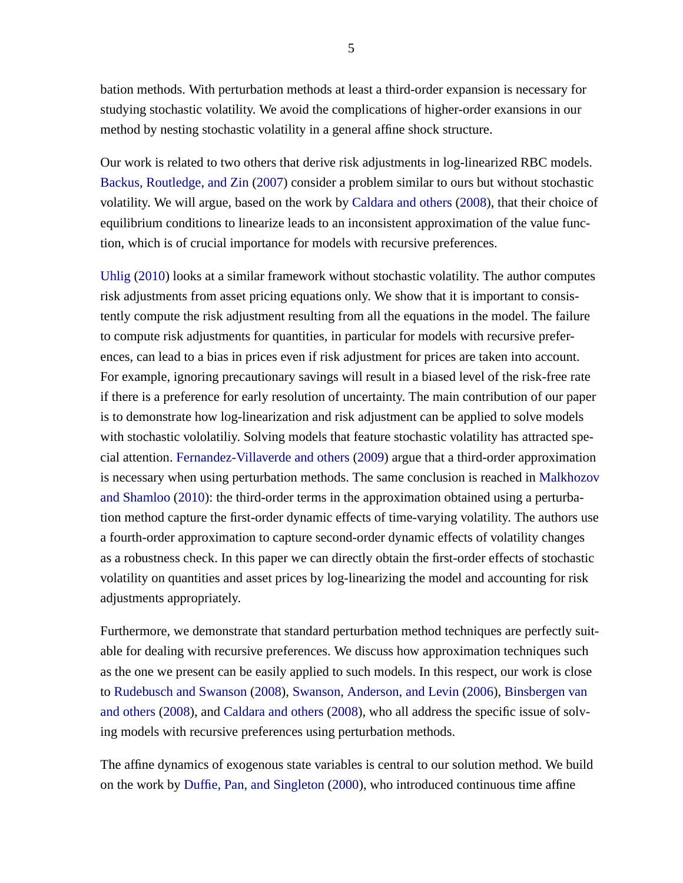bation methods. With perturbation methods at least a third-order expansion is necessary for studying stochastic volatility. We avoid the complications of higher-order exansions in our method by nesting stochastic volatility in a general affine shock structure.

Our work is related to two others that derive risk adjustments in log-linearized RBC models. Backus, Routledge, and Zin (2007) consider a problem similar to ours but without stochastic volatility. We will argue, based on the work by Caldara and others (2008), that their choice of equilibrium conditions to linearize leads to an inconsistent approximation of the value function, which is of crucial importance for models with recursive preferences.

Uhlig (2010) looks at a similar framework without stochastic volatility. The author computes risk adjustments from asset pricing equations only. We show that it is important to consistently compute the risk adjustment resulting from all the equations in the model. The failure to compute risk adjustments for quantities, in particular for models with recursive preferences, can lead to a bias in prices even if risk adjustment for prices are taken into account. For example, ignoring precautionary savings will result in a biased level of the risk-free rate if there is a preference for early resolution of uncertainty. The main contribution of our paper is to demonstrate how log-linearization and risk adjustment can be applied to solve models with stochastic vololatiliy. Solving models that feature stochastic volatility has attracted special attention. Fernandez-Villaverde and others (2009) argue that a third-order approximation is necessary when using perturbation methods. The same conclusion is reached in Malkhozov and Shamloo (2010): the third-order terms in the approximation obtained using a perturbation method capture the first-order dynamic effects of time-varying volatility. The authors use a fourth-order approximation to capture second-order dynamic effects of volatility changes as a robustness check. In this paper we can directly obtain the first-order effects of stochastic volatility on quantities and asset prices by log-linearizing the model and accounting for risk adjustments appropriately.

Furthermore, we demonstrate that standard perturbation method techniques are perfectly suitable for dealing with recursive preferences. We discuss how approximation techniques such as the one we present can be easily applied to such models. In this respect, our work is close to Rudebusch and Swanson (2008), Swanson, Anderson, and Levin (2006), Binsbergen van and others (2008), and Caldara and others (2008), who all address the specific issue of solving models with recursive preferences using perturbation methods.

The affine dynamics of exogenous state variables is central to our solution method. We build on the work by Duffie, Pan, and Singleton (2000), who introduced continuous time affine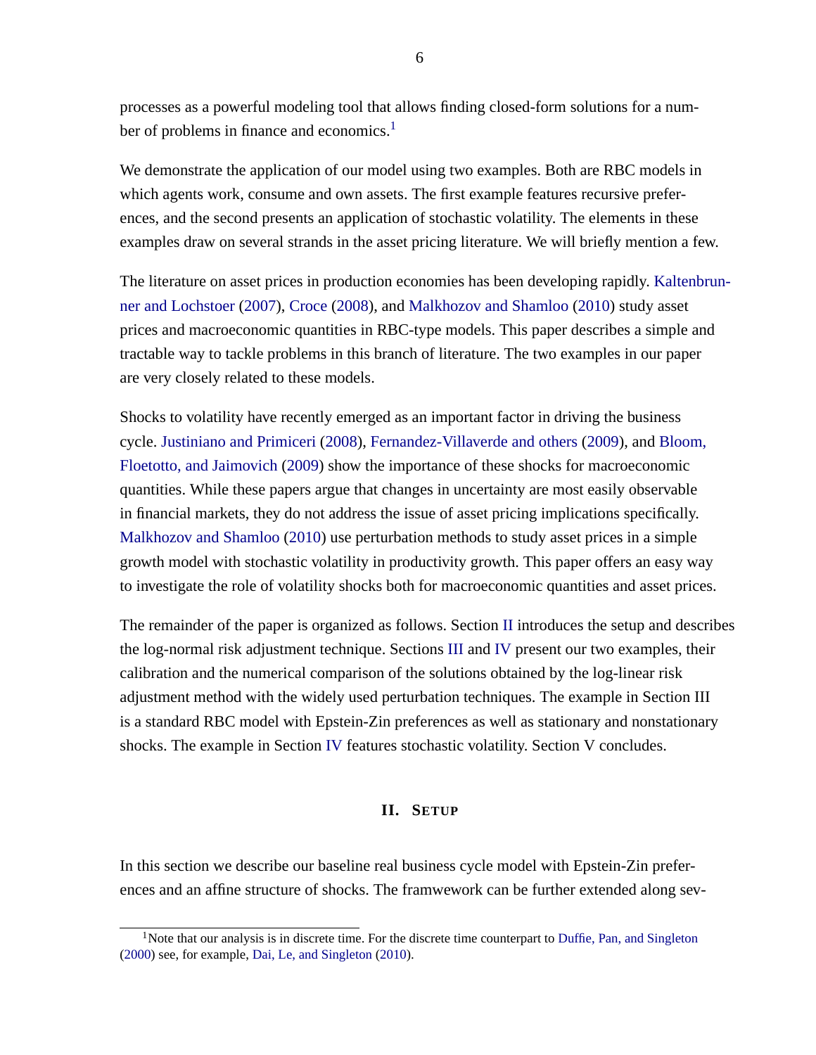processes as a powerful modeling tool that allows finding closed-form solutions for a number of problems in finance and economics.[1]

We demonstrate the application of our model using two examples. Both are RBC models in which agents work, consume and own assets. The first example features recursive preferences, and the second presents an application of stochastic volatility. The elements in these examples draw on several strands in the asset pricing literature. We will briefly mention a few.

The literature on asset prices in production economies has been developing rapidly. Kaltenbrunner and Lochstoer (2007), Croce (2008), and Malkhozov and Shamloo (2010) study asset prices and macroeconomic quantities in RBC-type models. This paper describes a simple and tractable way to tackle problems in this branch of literature. The two examples in our paper are very closely related to these models.

Shocks to volatility have recently emerged as an important factor in driving the business cycle. Justiniano and Primiceri (2008), Fernandez-Villaverde and others (2009), and Bloom, Floetotto, and Jaimovich (2009) show the importance of these shocks for macroeconomic quantities. While these papers argue that changes in uncertainty are most easily observable in financial markets, they do not address the issue of asset pricing implications specifically. Malkhozov and Shamloo (2010) use perturbation methods to study asset prices in a simple growth model with stochastic volatility in productivity growth. This paper offers an easy way to investigate the role of volatility shocks both for macroeconomic quantities and asset prices.

The remainder of the paper is organized as follows. Section II introduces the setup and describes the log-normal risk adjustment technique. Sections III and IV present our two examples, their calibration and the numerical comparison of the solutions obtained by the log-linear risk adjustment method with the widely used perturbation techniques. The example in Section III is a standard RBC model with Epstein-Zin preferences as well as stationary and nonstationary shocks. The example in Section IV features stochastic volatility. Section V concludes.

## II. Setup

In this section we describe our baseline real business cycle model with Epstein-Zin preferences and an affine structure of shocks. The framwework can be further extended along sev-

---

[1] Note that our analysis is in discrete time. For the discrete time counterpart to Duffie, Pan, and Singleton (2000) see, for example, Dai, Le, and Singleton (2010).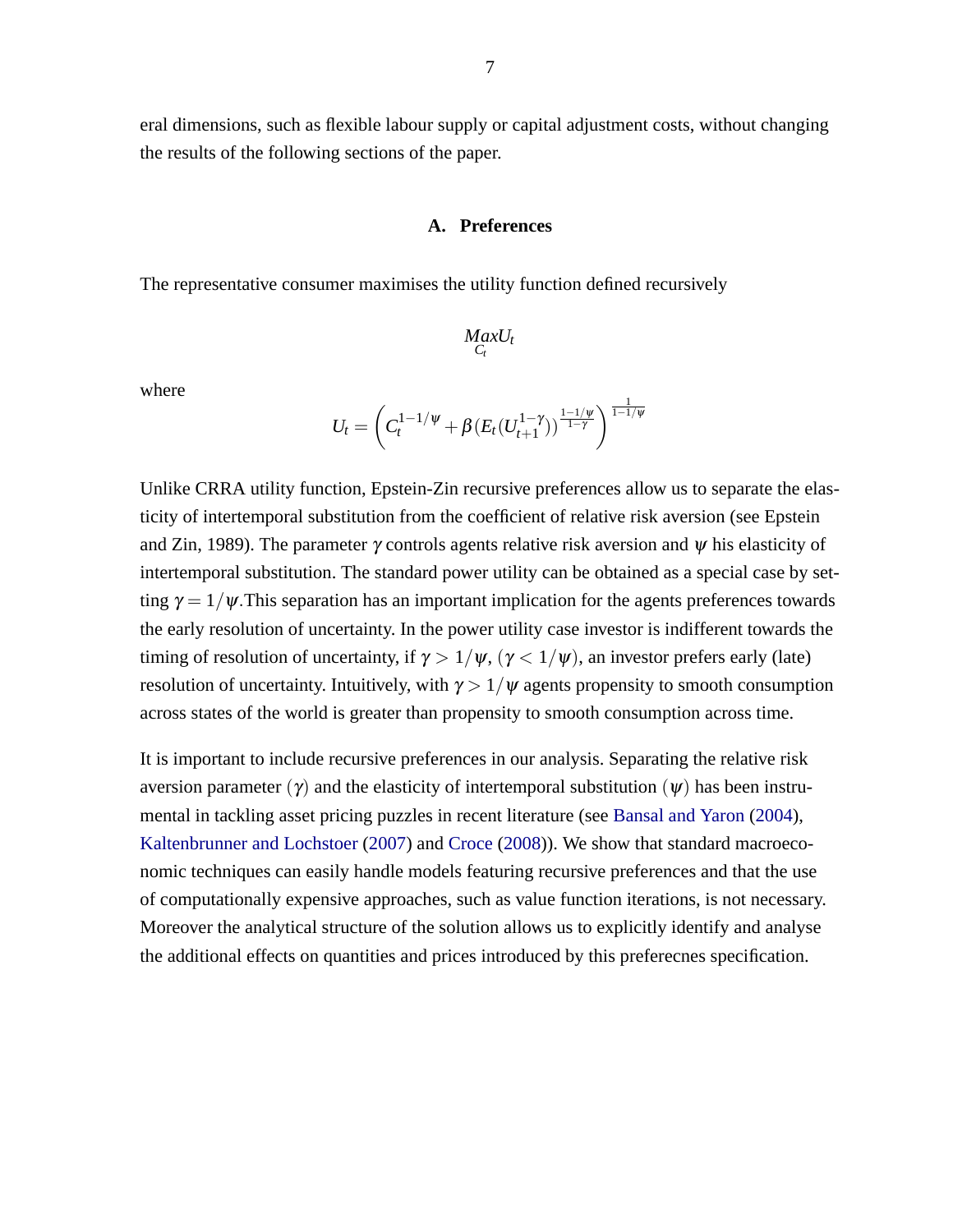eral dimensions, such as flexible labour supply or capital adjustment costs, without changing the results of the following sections of the paper.

### A. Preferences

The representative consumer maximises the utility function defined recursively

$$\underset{C_t}{Max} U_t$$

where

$$U_t = \left( C_t^{1-1/\psi} + \beta (E_t(U_{t+1}^{1-\gamma}))^{\frac{1-1/\psi}{1-\gamma}} \right)^{\frac{1}{1-1/\psi}}$$

Unlike CRRA utility function, Epstein-Zin recursive preferences allow us to separate the elasticity of intertemporal substitution from the coefficient of relative risk aversion (see Epstein and Zin, 1989). The parameter $\gamma$ controls agents relative risk aversion and $\psi$ his elasticity of intertemporal substitution. The standard power utility can be obtained as a special case by setting $\gamma = 1/\psi$.This separation has an important implication for the agents preferences towards the early resolution of uncertainty. In the power utility case investor is indifferent towards the timing of resolution of uncertainty, if $\gamma > 1/\psi$, ($\gamma < 1/\psi$), an investor prefers early (late) resolution of uncertainty. Intuitively, with $\gamma > 1/\psi$ agents propensity to smooth consumption across states of the world is greater than propensity to smooth consumption across time.

It is important to include recursive preferences in our analysis. Separating the relative risk aversion parameter ($\gamma$) and the elasticity of intertemporal substitution ($\psi$) has been instrumental in tackling asset pricing puzzles in recent literature (see Bansal and Yaron (2004), Kaltenbrunner and Lochstoer (2007) and Croce (2008)). We show that standard macroeconomic techniques can easily handle models featuring recursive preferences and that the use of computationally expensive approaches, such as value function iterations, is not necessary. Moreover the analytical structure of the solution allows us to explicitly identify and analyse the additional effects on quantities and prices introduced by this preferecnes specification.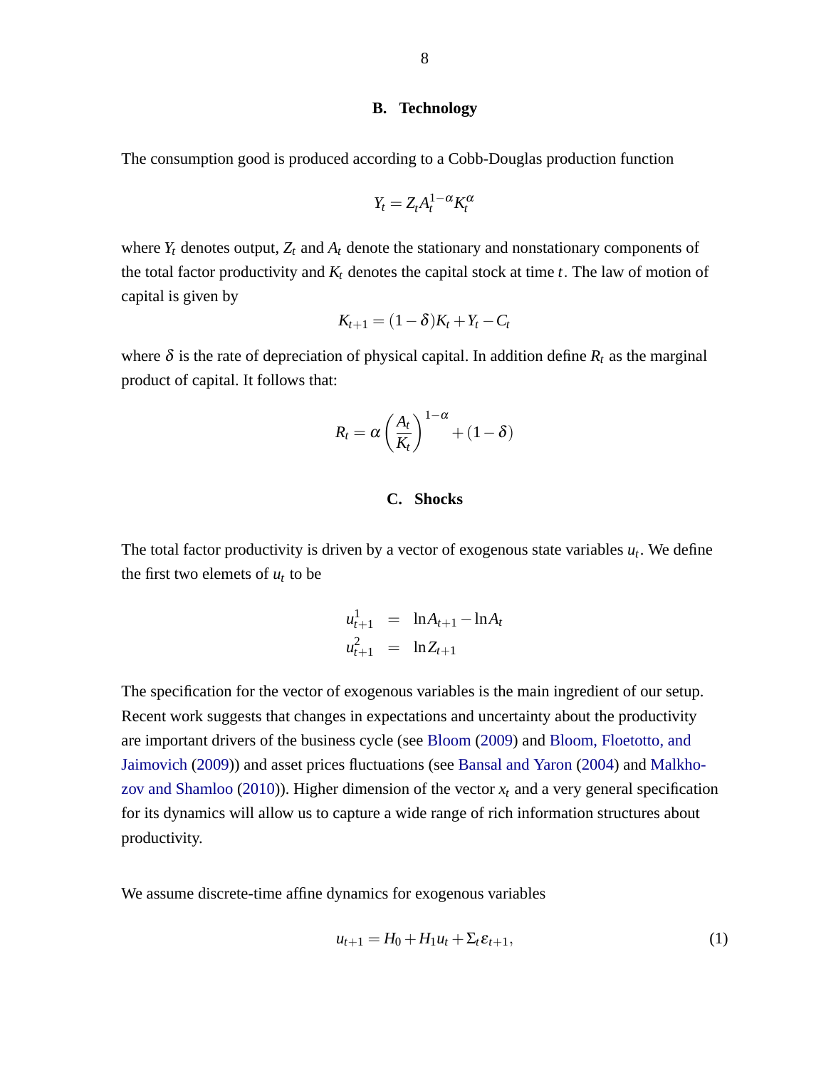### B. Technology

The consumption good is produced according to a Cobb-Douglas production function

$$Y_t = Z_t A_t^{1-\alpha} K_t^{\alpha}$$

where $Y_t$ denotes output, $Z_t$ and $A_t$ denote the stationary and nonstationary components of the total factor productivity and $K_t$ denotes the capital stock at time $t$. The law of motion of capital is given by

$$K_{t+1} = (1-\delta)K_t + Y_t - C_t$$

where $\delta$ is the rate of depreciation of physical capital. In addition define $R_t$ as the marginal product of capital. It follows that:

$$R_t = \alpha \left( \frac{A_t}{K_t} \right)^{1-\alpha} + (1-\delta)$$

### C. Shocks

The total factor productivity is driven by a vector of exogenous state variables $u_t$. We define the first two elemets of $u_t$ to be

$$\begin{aligned} u_{t+1}^1 &= \ln A_{t+1} - \ln A_t \\ u_{t+1}^2 &= \ln Z_{t+1} \end{aligned}$$

The specification for the vector of exogenous variables is the main ingredient of our setup. Recent work suggests that changes in expectations and uncertainty about the productivity are important drivers of the business cycle (see Bloom (2009) and Bloom, Floetotto, and Jaimovich (2009)) and asset prices fluctuations (see Bansal and Yaron (2004) and Malkhozov and Shamloo (2010)). Higher dimension of the vector $x_t$ and a very general specification for its dynamics will allow us to capture a wide range of rich information structures about productivity.

We assume discrete-time affine dynamics for exogenous variables

$$u_{t+1} = H_0 + H_1 u_t + \Sigma_t \varepsilon_{t+1}, \tag{1}$$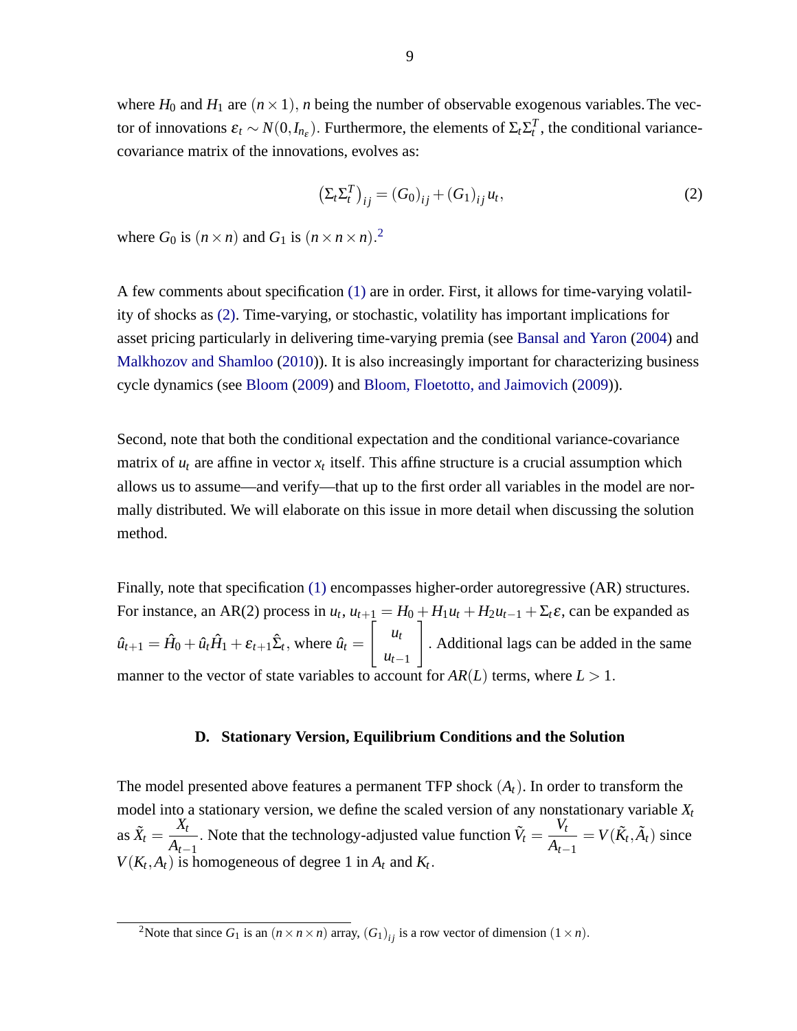where $H_0$ and $H_1$ are $(n \times 1)$, $n$ being the number of observable exogenous variables. The vector of innovations $\varepsilon_t \sim N(0, I_{n_\varepsilon})$. Furthermore, the elements of $\Sigma_t \Sigma_t^T$, the conditional variance-covariance matrix of the innovations, evolves as:

$$\left(\Sigma_t \Sigma_t^T\right)_{ij} = (G_0)_{ij} + (G_1)_{ij} u_t, \tag{2}$$

where $G_0$ is $(n \times n)$ and $G_1$ is $(n \times n \times n)$.[2]

A few comments about specification (1) are in order. First, it allows for time-varying volatility of shocks as (2). Time-varying, or stochastic, volatility has important implications for asset pricing particularly in delivering time-varying premia (see Bansal and Yaron (2004) and Malkhozov and Shamloo (2010)). It is also increasingly important for characterizing business cycle dynamics (see Bloom (2009) and Bloom, Floetotto, and Jaimovich (2009)).

Second, note that both the conditional expectation and the conditional variance-covariance matrix of $u_t$ are affine in vector $x_t$ itself. This affine structure is a crucial assumption which allows us to assume—and verify—that up to the first order all variables in the model are normally distributed. We will elaborate on this issue in more detail when discussing the solution method.

Finally, note that specification (1) encompasses higher-order autoregressive (AR) structures. For instance, an AR(2) process in $u_t$, $u_{t+1} = H_0 + H_1 u_t + H_2 u_{t-1} + \Sigma_t \varepsilon$, can be expanded as $\hat{u}_{t+1} = \hat{H}_0 + \hat{u}_t \hat{H}_1 + \varepsilon_{t+1} \hat{\Sigma}_t$, where $\hat{u}_t = \begin{bmatrix} u_t \\ u_{t-1} \end{bmatrix}$. Additional lags can be added in the same manner to the vector of state variables to account for $AR(L)$ terms, where $L > 1$.

### D. Stationary Version, Equilibrium Conditions and the Solution

The model presented above features a permanent TFP shock ($A_t$). In order to transform the model into a stationary version, we define the scaled version of any nonstationary variable $X_t$ as $\tilde{X}_t = \dfrac{X_t}{A_{t-1}}$. Note that the technology-adjusted value function $\tilde{V}_t = \dfrac{V_t}{A_{t-1}} = V(\tilde{K}_t, \tilde{A}_t)$ since $V(K_t, A_t)$ is homogeneous of degree 1 in $A_t$ and $K_t$.

[2] Note that since $G_1$ is an $(n \times n \times n)$ array, $(G_1)_{ij}$ is a row vector of dimension $(1 \times n)$.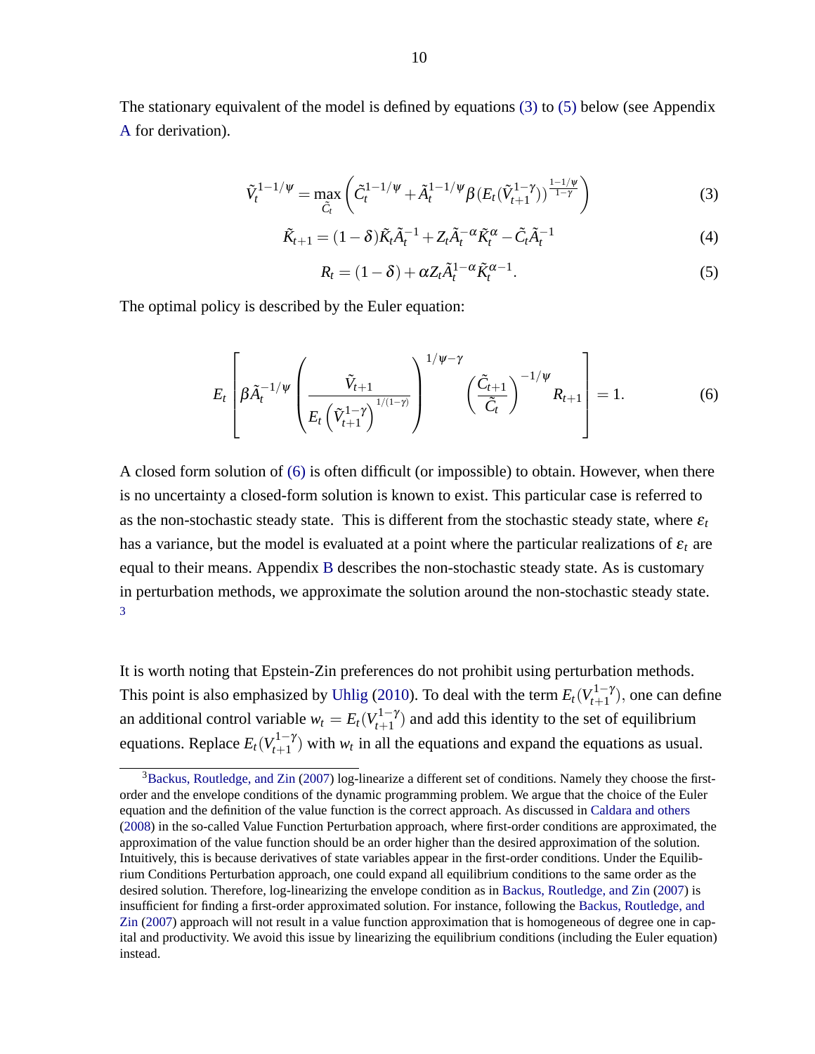The stationary equivalent of the model is defined by equations (3) to (5) below (see Appendix A for derivation).

$$\tilde{V}_t^{1-1/\psi} = \max_{\tilde{C}_t} \left( \tilde{C}_t^{1-1/\psi} + \tilde{A}_t^{1-1/\psi} \beta (E_t(\tilde{V}_{t+1}^{1-\gamma}))^{\frac{1-1/\psi}{1-\gamma}} \right) \tag{3}$$

$$\tilde{K}_{t+1} = (1-\delta)\tilde{K}_t \tilde{A}_t^{-1} + Z_t \tilde{A}_t^{-\alpha} \tilde{K}_t^{\alpha} - \tilde{C}_t \tilde{A}_t^{-1} \tag{4}$$

$$R_t = (1-\delta) + \alpha Z_t \tilde{A}_t^{1-\alpha} \tilde{K}_t^{\alpha-1}. \tag{5}$$

The optimal policy is described by the Euler equation:

$$E_t \left[ \beta \tilde{A}_t^{-1/\psi} \left( \frac{\tilde{V}_{t+1}}{E_t \left( \tilde{V}_{t+1}^{1-\gamma} \right)^{1/(1-\gamma)}} \right)^{1/\psi - \gamma} \left( \frac{\tilde{C}_{t+1}}{\tilde{C}_t} \right)^{-1/\psi} R_{t+1} \right] = 1. \tag{6}$$

A closed form solution of (6) is often difficult (or impossible) to obtain. However, when there is no uncertainty a closed-form solution is known to exist. This particular case is referred to as the non-stochastic steady state. This is different from the stochastic steady state, where $\varepsilon_t$ has a variance, but the model is evaluated at a point where the particular realizations of $\varepsilon_t$ are equal to their means. Appendix B describes the non-stochastic steady state. As is customary in perturbation methods, we approximate the solution around the non-stochastic steady state. [3]

It is worth noting that Epstein-Zin preferences do not prohibit using perturbation methods. This point is also emphasized by Uhlig (2010). To deal with the term $E_t(V_{t+1}^{1-\gamma})$, one can define an additional control variable $w_t = E_t(V_{t+1}^{1-\gamma})$ and add this identity to the set of equilibrium equations. Replace $E_t(V_{t+1}^{1-\gamma})$ with $w_t$ in all the equations and expand the equations as usual.

[3] Backus, Routledge, and Zin (2007) log-linearize a different set of conditions. Namely they choose the first-order and the envelope conditions of the dynamic programming problem. We argue that the choice of the Euler equation and the definition of the value function is the correct approach. As discussed in Caldara and others (2008) in the so-called Value Function Perturbation approach, where first-order conditions are approximated, the approximation of the value function should be an order higher than the desired approximation of the solution. Intuitively, this is because derivatives of state variables appear in the first-order conditions. Under the Equilibrium Conditions Perturbation approach, one could expand all equilibrium conditions to the same order as the desired solution. Therefore, log-linearizing the envelope condition as in Backus, Routledge, and Zin (2007) is insufficient for finding a first-order approximated solution. For instance, following the Backus, Routledge, and Zin (2007) approach will not result in a value function approximation that is homogeneous of degree one in capital and productivity. We avoid this issue by linearizing the equilibrium conditions (including the Euler equation) instead.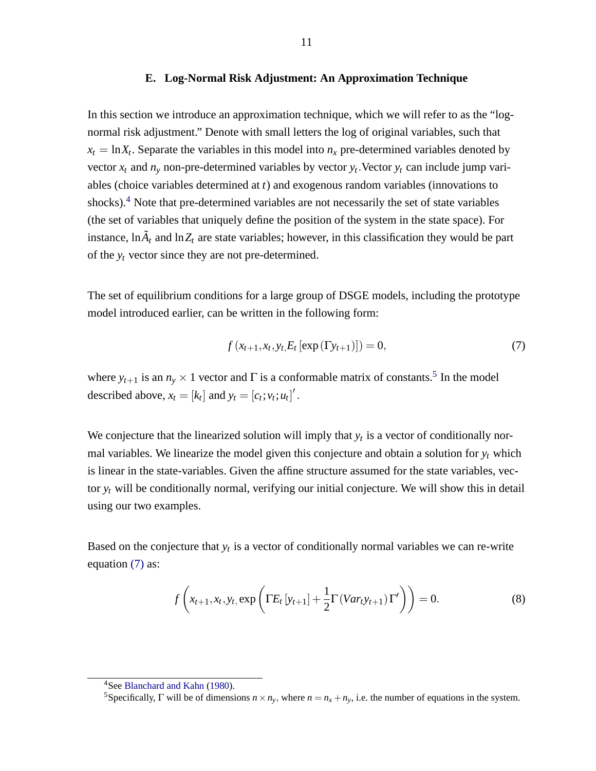### E. Log-Normal Risk Adjustment: An Approximation Technique

In this section we introduce an approximation technique, which we will refer to as the "log-normal risk adjustment." Denote with small letters the log of original variables, such that $x_t = \ln X_t$. Separate the variables in this model into $n_x$ pre-determined variables denoted by vector $x_t$ and $n_y$ non-pre-determined variables by vector $y_t$.Vector $y_t$ can include jump variables (choice variables determined at $t$) and exogenous random variables (innovations to shocks).[4] Note that pre-determined variables are not necessarily the set of state variables (the set of variables that uniquely define the position of the system in the state space). For instance, $\ln \tilde{A}_t$ and $\ln Z_t$ are state variables; however, in this classification they would be part of the $y_t$ vector since they are not pre-determined.

The set of equilibrium conditions for a large group of DSGE models, including the prototype model introduced earlier, can be written in the following form:

$$f\left(x_{t+1}, x_t, y_t, E_t\left[\exp\left(\Gamma y_{t+1}\right)\right]\right) = 0, \tag{7}$$

where $y_{t+1}$ is an $n_y \times 1$ vector and $\Gamma$ is a conformable matrix of constants.[5] In the model described above, $x_t = [k_t]$ and $y_t = [c_t; v_t; u_t]'$.

We conjecture that the linearized solution will imply that $y_t$ is a vector of conditionally normal variables. We linearize the model given this conjecture and obtain a solution for $y_t$ which is linear in the state-variables. Given the affine structure assumed for the state variables, vector $y_t$ will be conditionally normal, verifying our initial conjecture. We will show this in detail using our two examples.

Based on the conjecture that $y_t$ is a vector of conditionally normal variables we can re-write equation (7) as:

$$f\left(x_{t+1}, x_t, y_t, \exp\left(\Gamma E_t\left[y_{t+1}\right] + \frac{1}{2}\Gamma\left(Var_t y_{t+1}\right)\Gamma'\right)\right) = 0. \tag{8}$$

[4] See Blanchard and Kahn (1980).

[5] Specifically, $\Gamma$ will be of dimensions $n \times n_y$, where $n = n_x + n_y$, i.e. the number of equations in the system.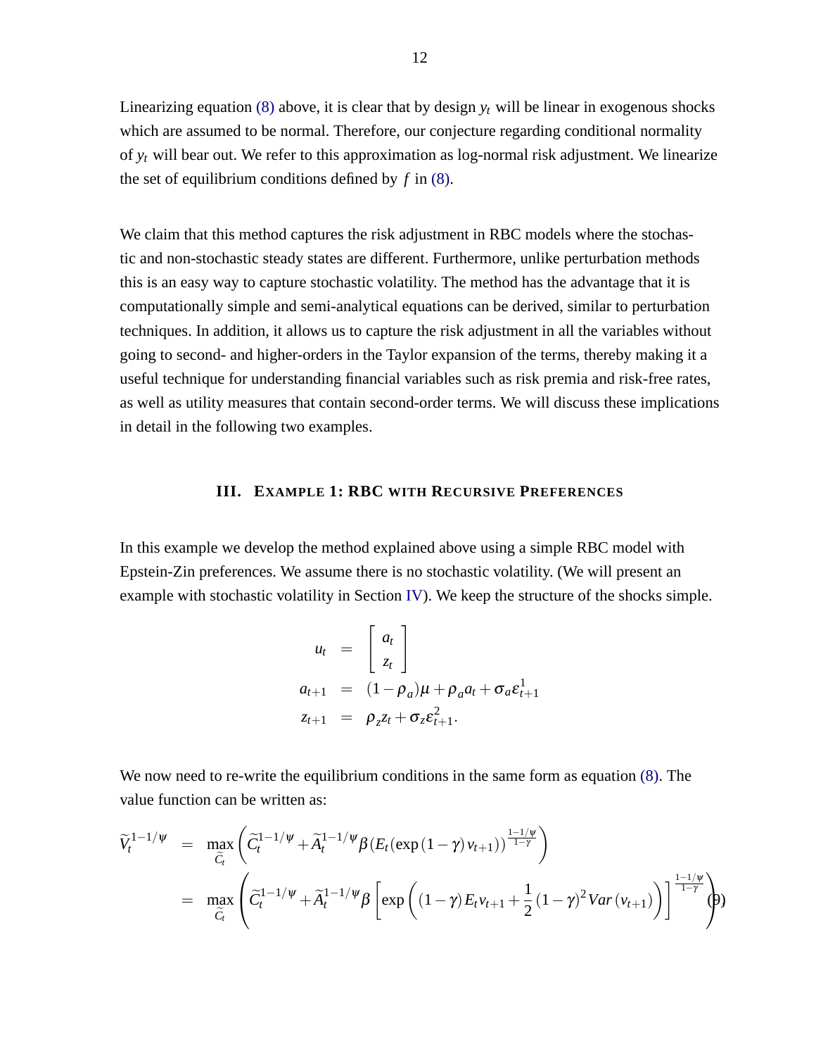Linearizing equation (8) above, it is clear that by design $y_t$ will be linear in exogenous shocks which are assumed to be normal. Therefore, our conjecture regarding conditional normality of $y_t$ will bear out. We refer to this approximation as log-normal risk adjustment. We linearize the set of equilibrium conditions defined by $f$ in (8).

We claim that this method captures the risk adjustment in RBC models where the stochastic and non-stochastic steady states are different. Furthermore, unlike perturbation methods this is an easy way to capture stochastic volatility. The method has the advantage that it is computationally simple and semi-analytical equations can be derived, similar to perturbation techniques. In addition, it allows us to capture the risk adjustment in all the variables without going to second- and higher-orders in the Taylor expansion of the terms, thereby making it a useful technique for understanding financial variables such as risk premia and risk-free rates, as well as utility measures that contain second-order terms. We will discuss these implications in detail in the following two examples.

## III. Example 1: RBC with Recursive Preferences

In this example we develop the method explained above using a simple RBC model with Epstein-Zin preferences. We assume there is no stochastic volatility. (We will present an example with stochastic volatility in Section IV). We keep the structure of the shocks simple.

$$
\begin{aligned}
u_t &= \begin{bmatrix} a_t \\ z_t \end{bmatrix} \\
a_{t+1} &= (1-\rho_a)\mu + \rho_a a_t + \sigma_a \varepsilon^1_{t+1} \\
z_{t+1} &= \rho_z z_t + \sigma_z \varepsilon^2_{t+1}.
\end{aligned}
$$

We now need to re-write the equilibrium conditions in the same form as equation (8). The value function can be written as:

$$
\begin{aligned}
\widetilde{V}_t^{1-1/\psi} &= \max_{\widetilde{C}_t} \left( \widetilde{C}_t^{1-1/\psi} + \widetilde{A}_t^{1-1/\psi} \beta \left( E_t (\exp{(1-\gamma)} v_{t+1}) \right)^{\frac{1-1/\psi}{1-\gamma}} \right) \\
&= \max_{\widetilde{C}_t} \left( \widetilde{C}_t^{1-1/\psi} + \widetilde{A}_t^{1-1/\psi} \beta \left[ \exp\left( (1-\gamma) E_t v_{t+1} + \frac{1}{2} (1-\gamma)^2 Var(v_{t+1}) \right) \right]^{\frac{1-1/\psi}{1-\gamma}} \right) \qquad (9)
\end{aligned}
$$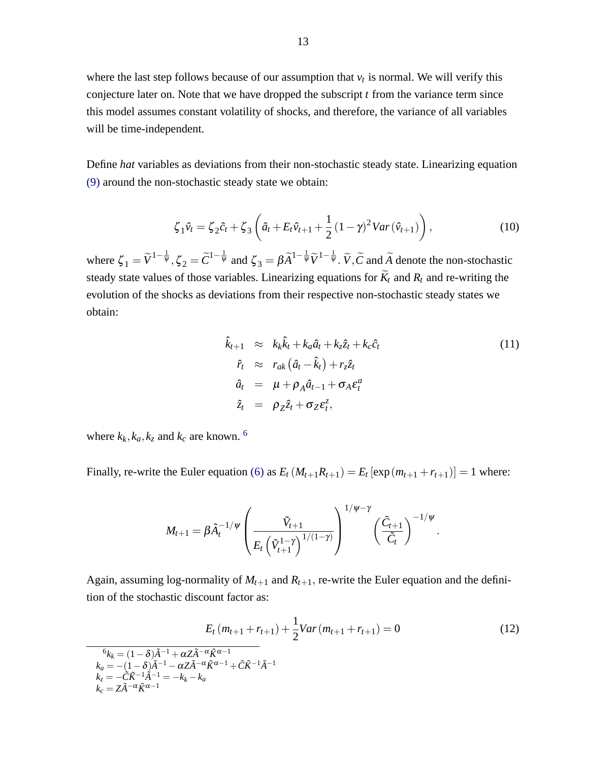where the last step follows because of our assumption that $v_t$ is normal. We will verify this conjecture later on. Note that we have dropped the subscript $t$ from the variance term since this model assumes constant volatility of shocks, and therefore, the variance of all variables will be time-independent.

Define *hat* variables as deviations from their non-stochastic steady state. Linearizing equation (9) around the non-stochastic steady state we obtain:

$$\zeta_1 \hat{v}_t = \zeta_2 \hat{c}_t + \zeta_3 \left( \hat{a}_t + E_t \hat{v}_{t+1} + \frac{1}{2}(1-\gamma)^2 Var(\hat{v}_{t+1}) \right), \tag{10}$$

where $\zeta_1 = \widetilde{V}^{1-\frac{1}{\psi}}, \zeta_2 = \widetilde{C}^{1-\frac{1}{\psi}}$ and $\zeta_3 = \beta \widetilde{A}^{1-\frac{1}{\psi}} \widetilde{V}^{1-\frac{1}{\psi}}$. $\widetilde{V}, \widetilde{C}$ and $\widetilde{A}$ denote the non-stochastic steady state values of those variables. Linearizing equations for $\widetilde{K}_t$ and $R_t$ and re-writing the evolution of the shocks as deviations from their respective non-stochastic steady states we obtain:

$$\begin{aligned}
\hat{k}_{t+1} &\approx k_k \hat{k}_t + k_a \hat{a}_t + k_z \hat{z}_t + k_c \hat{c}_t \\
\hat{r}_t &\approx r_{ak}\left(\hat{a}_t - \hat{k}_t\right) + r_z \hat{z}_t \\
\hat{a}_t &= \mu + \rho_A \hat{a}_{t-1} + \sigma_A \varepsilon_t^a \\
\hat{z}_t &= \rho_Z \hat{z}_t + \sigma_Z \varepsilon_t^z,
\end{aligned} \tag{11}$$

where $k_k, k_a, k_z$ and $k_c$ are known. [6]

Finally, re-write the Euler equation (6) as $E_t(M_{t+1}R_{t+1}) = E_t[\exp(m_{t+1} + r_{t+1})] = 1$ where:

$$M_{t+1} = \beta \tilde{A}_t^{-1/\psi} \left( \frac{\tilde{V}_{t+1}}{E_t\left(\tilde{V}_{t+1}^{1-\gamma}\right)^{1/(1-\gamma)}} \right)^{1/\psi - \gamma} \left( \frac{\tilde{C}_{t+1}}{\tilde{C}_t} \right)^{-1/\psi}.$$

Again, assuming log-normality of $M_{t+1}$ and $R_{t+1}$, re-write the Euler equation and the definition of the stochastic discount factor as:

$$E_t(m_{t+1} + r_{t+1}) + \frac{1}{2} Var(m_{t+1} + r_{t+1}) = 0 \tag{12}$$

---

[6] $k_k = (1-\delta)\tilde{A}^{-1} + \alpha Z \tilde{A}^{-\alpha} \tilde{K}^{\alpha-1}$
$k_a = -(1-\delta)\tilde{A}^{-1} - \alpha Z \tilde{A}^{-\alpha} \tilde{K}^{\alpha-1} + \tilde{C}\tilde{K}^{-1}\tilde{A}^{-1}$
$k_z = -\tilde{C}\tilde{K}^{-1}\tilde{A}^{-1} = -k_k - k_a$
$k_c = Z \tilde{A}^{-\alpha} \tilde{K}^{\alpha-1}$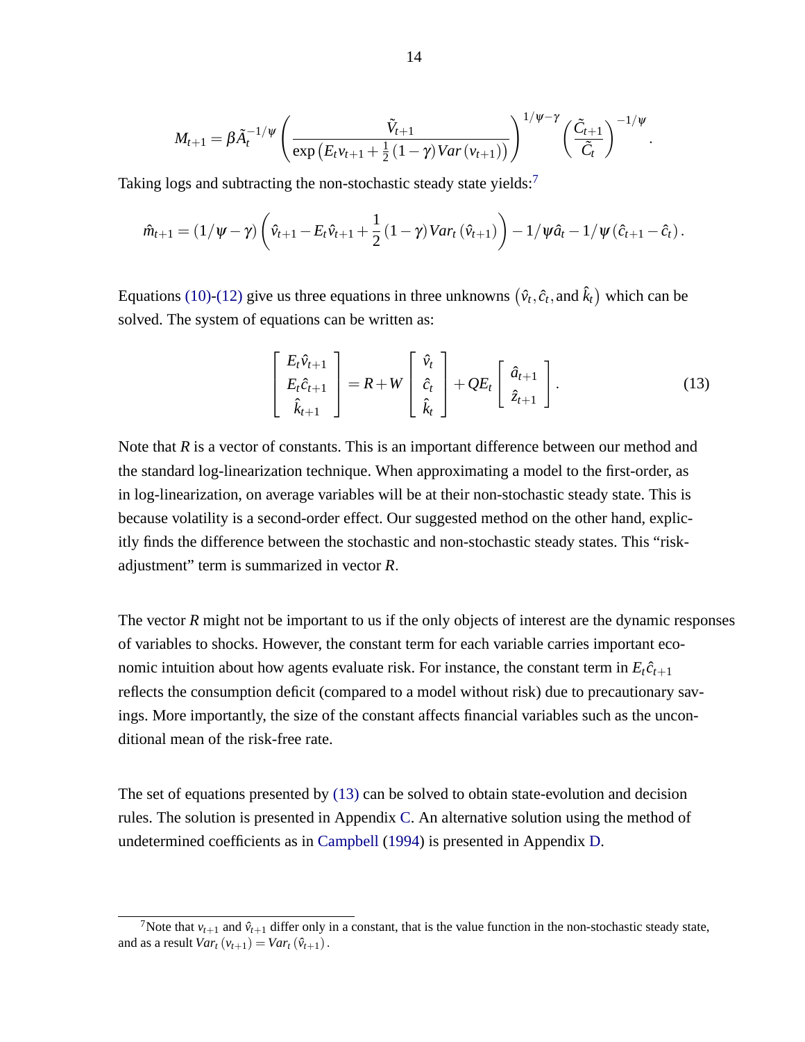$$M_{t+1} = \beta \tilde{A}_t^{-1/\psi} \left( \frac{\tilde{V}_{t+1}}{\exp\left(E_t v_{t+1} + \frac{1}{2}(1-\gamma) Var(v_{t+1})\right)} \right)^{1/\psi - \gamma} \left( \frac{\tilde{C}_{t+1}}{\tilde{C}_t} \right)^{-1/\psi}.$$

Taking logs and subtracting the non-stochastic steady state yields:[7]

$$\hat{m}_{t+1} = (1/\psi - \gamma) \left( \hat{v}_{t+1} - E_t \hat{v}_{t+1} + \frac{1}{2}(1-\gamma) Var_t(\hat{v}_{t+1}) \right) - 1/\psi \hat{a}_t - 1/\psi (\hat{c}_{t+1} - \hat{c}_t).$$

Equations (10)-(12) give us three equations in three unknowns $(\hat{v}_t, \hat{c}_t, \text{and } \hat{k}_t)$ which can be solved. The system of equations can be written as:

$$\begin{bmatrix} E_t \hat{v}_{t+1} \\ E_t \hat{c}_{t+1} \\ \hat{k}_{t+1} \end{bmatrix} = R + W \begin{bmatrix} \hat{v}_t \\ \hat{c}_t \\ \hat{k}_t \end{bmatrix} + Q E_t \begin{bmatrix} \hat{a}_{t+1} \\ \hat{z}_{t+1} \end{bmatrix}. \tag{13}$$

Note that $R$ is a vector of constants. This is an important difference between our method and the standard log-linearization technique. When approximating a model to the first-order, as in log-linearization, on average variables will be at their non-stochastic steady state. This is because volatility is a second-order effect. Our suggested method on the other hand, explicitly finds the difference between the stochastic and non-stochastic steady states. This "risk-adjustment" term is summarized in vector $R$.

The vector $R$ might not be important to us if the only objects of interest are the dynamic responses of variables to shocks. However, the constant term for each variable carries important economic intuition about how agents evaluate risk. For instance, the constant term in $E_t \hat{c}_{t+1}$ reflects the consumption deficit (compared to a model without risk) due to precautionary savings. More importantly, the size of the constant affects financial variables such as the unconditional mean of the risk-free rate.

The set of equations presented by (13) can be solved to obtain state-evolution and decision rules. The solution is presented in Appendix C. An alternative solution using the method of undetermined coefficients as in Campbell (1994) is presented in Appendix D.

[7] Note that $v_{t+1}$ and $\hat{v}_{t+1}$ differ only in a constant, that is the value function in the non-stochastic steady state, and as a result $Var_t(v_{t+1}) = Var_t(\hat{v}_{t+1})$.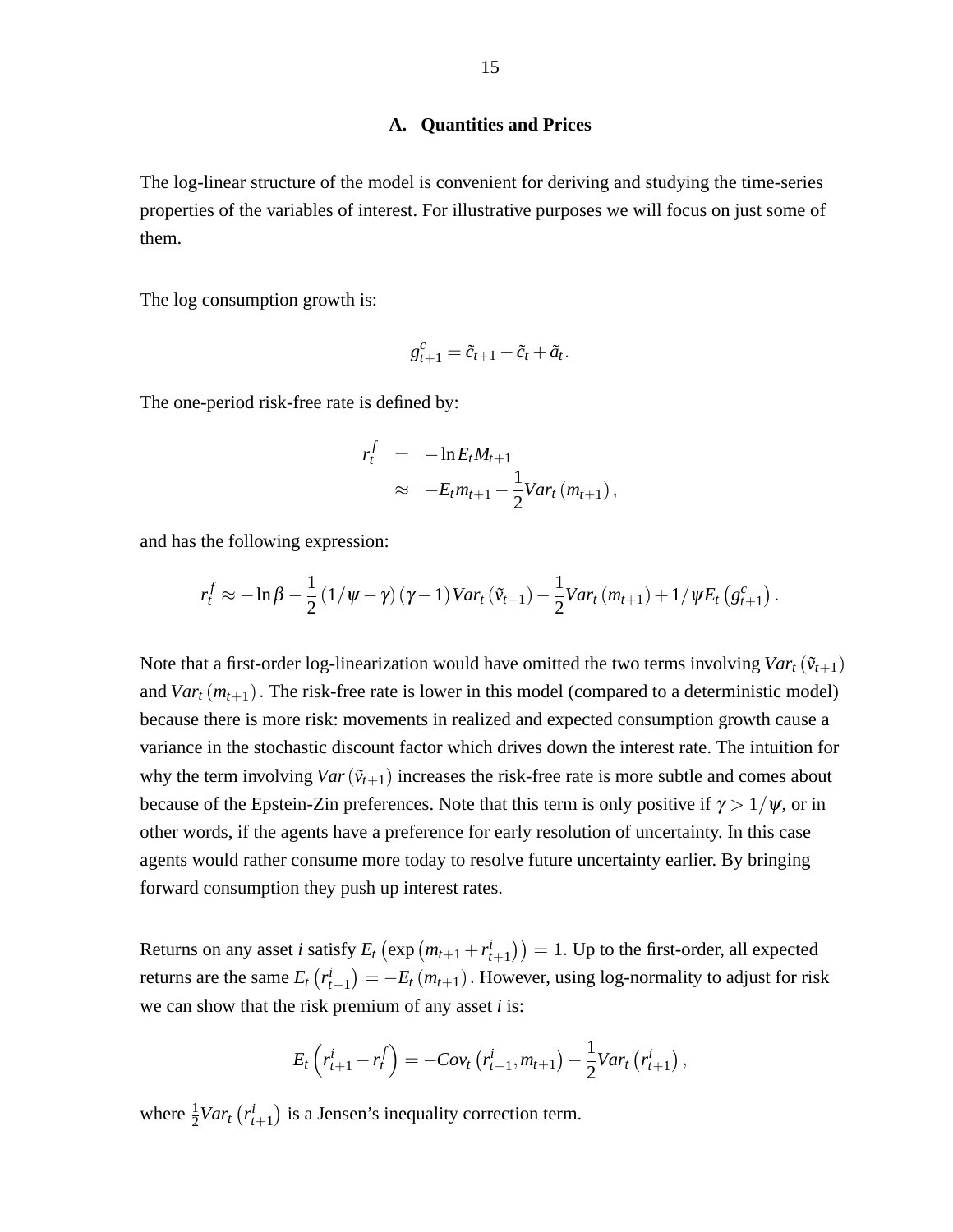### A. Quantities and Prices

The log-linear structure of the model is convenient for deriving and studying the time-series properties of the variables of interest. For illustrative purposes we will focus on just some of them.

The log consumption growth is:

$$g_{t+1}^{c} = \tilde{c}_{t+1} - \tilde{c}_{t} + \tilde{a}_{t}.$$

The one-period risk-free rate is defined by:

$$\begin{aligned} r_t^f &= -\ln E_t M_{t+1} \\ &\approx -E_t m_{t+1} - \frac{1}{2} Var_t\left(m_{t+1}\right), \end{aligned}$$

and has the following expression:

$$r_t^f \approx -\ln\beta - \frac{1}{2}\left(1/\psi - \gamma\right)\left(\gamma - 1\right) Var_t\left(\tilde{v}_{t+1}\right) - \frac{1}{2} Var_t\left(m_{t+1}\right) + 1/\psi E_t\left(g_{t+1}^c\right).$$

Note that a first-order log-linearization would have omitted the two terms involving $Var_t\left(\tilde{v}_{t+1}\right)$ and $Var_t\left(m_{t+1}\right)$. The risk-free rate is lower in this model (compared to a deterministic model) because there is more risk: movements in realized and expected consumption growth cause a variance in the stochastic discount factor which drives down the interest rate. The intuition for why the term involving $Var\left(\tilde{v}_{t+1}\right)$ increases the risk-free rate is more subtle and comes about because of the Epstein-Zin preferences. Note that this term is only positive if $\gamma > 1/\psi$, or in other words, if the agents have a preference for early resolution of uncertainty. In this case agents would rather consume more today to resolve future uncertainty earlier. By bringing forward consumption they push up interest rates.

Returns on any asset $i$ satisfy $E_t\left(\exp\left(m_{t+1} + r_{t+1}^i\right)\right) = 1$. Up to the first-order, all expected returns are the same $E_t\left(r_{t+1}^i\right) = -E_t\left(m_{t+1}\right)$. However, using log-normality to adjust for risk we can show that the risk premium of any asset $i$ is:

$$E_t\left(r_{t+1}^i - r_t^f\right) = -Cov_t\left(r_{t+1}^i, m_{t+1}\right) - \frac{1}{2} Var_t\left(r_{t+1}^i\right),$$

where $\frac{1}{2} Var_t\left(r_{t+1}^i\right)$ is a Jensen's inequality correction term.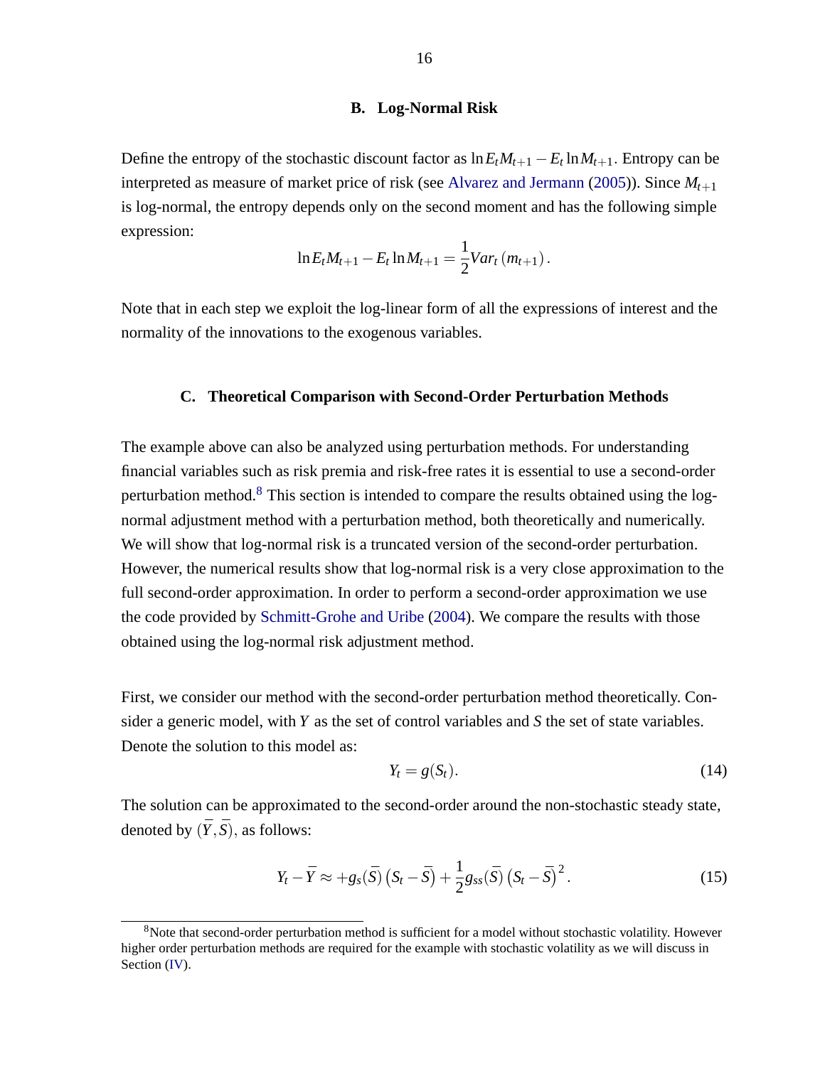### B. Log-Normal Risk

Define the entropy of the stochastic discount factor as $\ln E_t M_{t+1} - E_t \ln M_{t+1}$. Entropy can be interpreted as measure of market price of risk (see Alvarez and Jermann (2005)). Since $M_{t+1}$ is log-normal, the entropy depends only on the second moment and has the following simple expression:

$$\ln E_t M_{t+1} - E_t \ln M_{t+1} = \frac{1}{2} Var_t \left( m_{t+1} \right).$$

Note that in each step we exploit the log-linear form of all the expressions of interest and the normality of the innovations to the exogenous variables.

### C. Theoretical Comparison with Second-Order Perturbation Methods

The example above can also be analyzed using perturbation methods. For understanding financial variables such as risk premia and risk-free rates it is essential to use a second-order perturbation method.[8] This section is intended to compare the results obtained using the log-normal adjustment method with a perturbation method, both theoretically and numerically. We will show that log-normal risk is a truncated version of the second-order perturbation. However, the numerical results show that log-normal risk is a very close approximation to the full second-order approximation. In order to perform a second-order approximation we use the code provided by Schmitt-Grohe and Uribe (2004). We compare the results with those obtained using the log-normal risk adjustment method.

First, we consider our method with the second-order perturbation method theoretically. Consider a generic model, with $Y$ as the set of control variables and $S$ the set of state variables. Denote the solution to this model as:

$$Y_t = g(S_t). \tag{14}$$

The solution can be approximated to the second-order around the non-stochastic steady state, denoted by $(\bar{Y}, \bar{S})$, as follows:

$$Y_t - \bar{Y} \approx +g_s(\bar{S}) \left( S_t - \bar{S} \right) + \frac{1}{2} g_{ss}(\bar{S}) \left( S_t - \bar{S} \right)^2. \tag{15}$$

[8] Note that second-order perturbation method is sufficient for a model without stochastic volatility. However higher order perturbation methods are required for the example with stochastic volatility as we will discuss in Section (IV).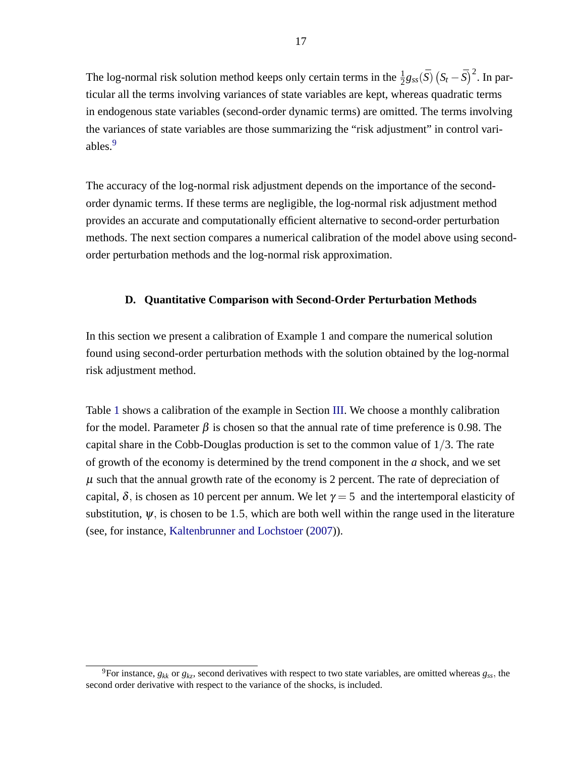The log-normal risk solution method keeps only certain terms in the $\frac{1}{2}g_{ss}(\bar{S})\left(S_t - \bar{S}\right)^2$. In particular all the terms involving variances of state variables are kept, whereas quadratic terms in endogenous state variables (second-order dynamic terms) are omitted. The terms involving the variances of state variables are those summarizing the "risk adjustment" in control variables.[9]

The accuracy of the log-normal risk adjustment depends on the importance of the second-order dynamic terms. If these terms are negligible, the log-normal risk adjustment method provides an accurate and computationally efficient alternative to second-order perturbation methods. The next section compares a numerical calibration of the model above using second-order perturbation methods and the log-normal risk approximation.

### D. Quantitative Comparison with Second-Order Perturbation Methods

In this section we present a calibration of Example 1 and compare the numerical solution found using second-order perturbation methods with the solution obtained by the log-normal risk adjustment method.

Table 1 shows a calibration of the example in Section III. We choose a monthly calibration for the model. Parameter $\beta$ is chosen so that the annual rate of time preference is 0.98. The capital share in the Cobb-Douglas production is set to the common value of $1/3$. The rate of growth of the economy is determined by the trend component in the $a$ shock, and we set $\mu$ such that the annual growth rate of the economy is 2 percent. The rate of depreciation of capital, $\delta$, is chosen as 10 percent per annum. We let $\gamma = 5$ and the intertemporal elasticity of substitution, $\psi$, is chosen to be 1.5, which are both well within the range used in the literature (see, for instance, Kaltenbrunner and Lochstoer (2007)).

[9] For instance, $g_{kk}$ or $g_{kz}$, second derivatives with respect to two state variables, are omitted whereas $g_{ss}$, the second order derivative with respect to the variance of the shocks, is included.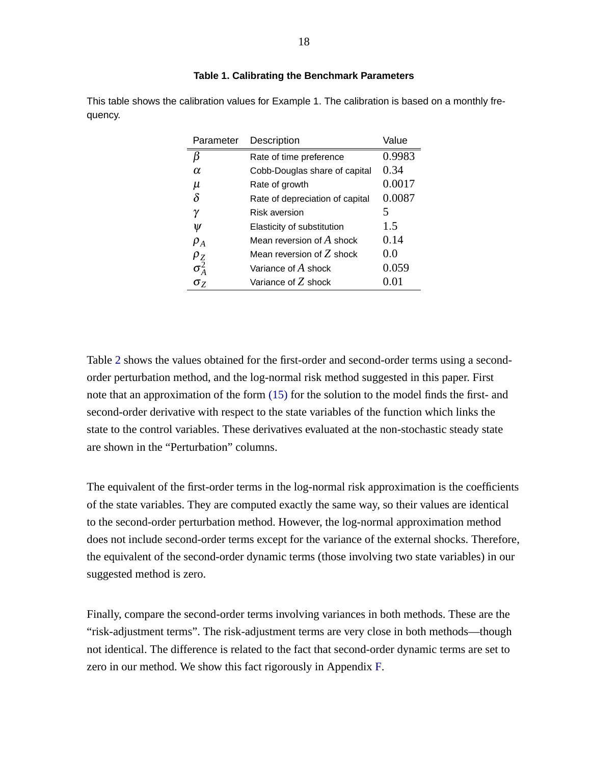**Table 1. Calibrating the Benchmark Parameters**

This table shows the calibration values for Example 1. The calibration is based on a monthly frequency.

| Parameter | Description | Value |
|---|---|---|
| $\beta$ | Rate of time preference | 0.9983 |
| $\alpha$ | Cobb-Douglas share of capital | 0.34 |
| $\mu$ | Rate of growth | 0.0017 |
| $\delta$ | Rate of depreciation of capital | 0.0087 |
| $\gamma$ | Risk aversion | 5 |
| $\psi$ | Elasticity of substitution | 1.5 |
| $\rho_A$ | Mean reversion of $A$ shock | 0.14 |
| $\rho_Z$ | Mean reversion of $Z$ shock | 0.0 |
| $\sigma_A^2$ | Variance of $A$ shock | 0.059 |
| $\sigma_Z$ | Variance of $Z$ shock | 0.01 |

Table 2 shows the values obtained for the first-order and second-order terms using a second-order perturbation method, and the log-normal risk method suggested in this paper. First note that an approximation of the form (15) for the solution to the model finds the first- and second-order derivative with respect to the state variables of the function which links the state to the control variables. These derivatives evaluated at the non-stochastic steady state are shown in the "Perturbation" columns.

The equivalent of the first-order terms in the log-normal risk approximation is the coefficients of the state variables. They are computed exactly the same way, so their values are identical to the second-order perturbation method. However, the log-normal approximation method does not include second-order terms except for the variance of the external shocks. Therefore, the equivalent of the second-order dynamic terms (those involving two state variables) in our suggested method is zero.

Finally, compare the second-order terms involving variances in both methods. These are the "risk-adjustment terms". The risk-adjustment terms are very close in both methods—though not identical. The difference is related to the fact that second-order dynamic terms are set to zero in our method. We show this fact rigorously in Appendix F.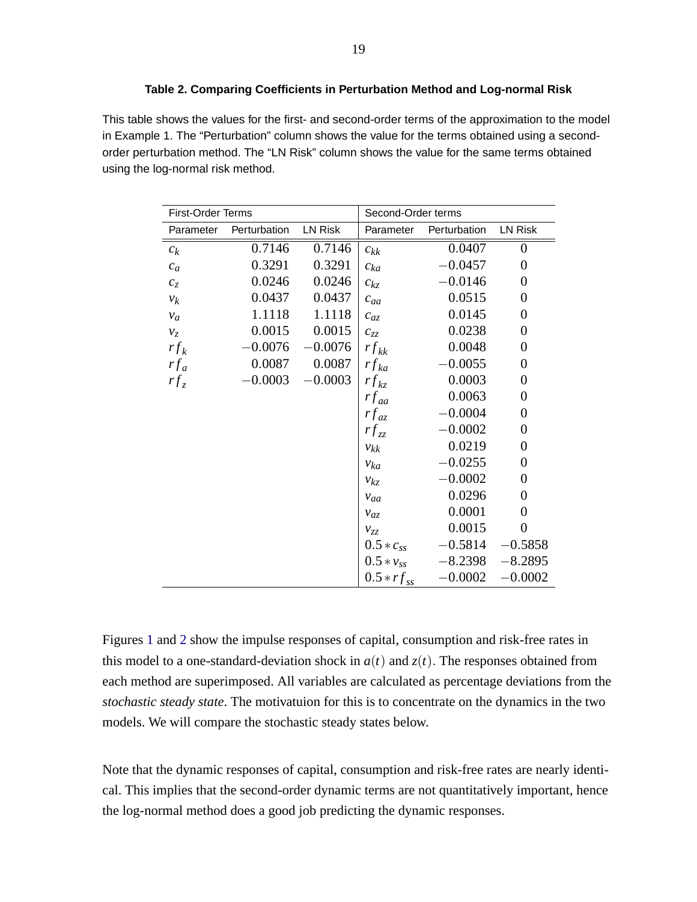**Table 2. Comparing Coefficients in Perturbation Method and Log-normal Risk**

This table shows the values for the first- and second-order terms of the approximation to the model in Example 1. The "Perturbation" column shows the value for the terms obtained using a second-order perturbation method. The "LN Risk" column shows the value for the same terms obtained using the log-normal risk method.

| First-Order Terms | | | Second-Order terms | | |
|---|---|---|---|---|---|
| Parameter | Perturbation | LN Risk | Parameter | Perturbation | LN Risk |
| $c_k$ | 0.7146 | 0.7146 | $c_{kk}$ | 0.0407 | 0 |
| $c_a$ | 0.3291 | 0.3291 | $c_{ka}$ | $-0.0457$ | 0 |
| $c_z$ | 0.0246 | 0.0246 | $c_{kz}$ | $-0.0146$ | 0 |
| $v_k$ | 0.0437 | 0.0437 | $c_{aa}$ | 0.0515 | 0 |
| $v_a$ | 1.1118 | 1.1118 | $c_{az}$ | 0.0145 | 0 |
| $v_z$ | 0.0015 | 0.0015 | $c_{zz}$ | 0.0238 | 0 |
| $rf_k$ | $-0.0076$ | $-0.0076$ | $rf_{kk}$ | 0.0048 | 0 |
| $rf_a$ | 0.0087 | 0.0087 | $rf_{ka}$ | $-0.0055$ | 0 |
| $rf_z$ | $-0.0003$ | $-0.0003$ | $rf_{kz}$ | 0.0003 | 0 |
| | | | $rf_{aa}$ | 0.0063 | 0 |
| | | | $rf_{az}$ | $-0.0004$ | 0 |
| | | | $rf_{zz}$ | $-0.0002$ | 0 |
| | | | $v_{kk}$ | 0.0219 | 0 |
| | | | $v_{ka}$ | $-0.0255$ | 0 |
| | | | $v_{kz}$ | $-0.0002$ | 0 |
| | | | $v_{aa}$ | 0.0296 | 0 |
| | | | $v_{az}$ | 0.0001 | 0 |
| | | | $v_{zz}$ | 0.0015 | 0 |
| | | | $0.5 * c_{ss}$ | $-0.5814$ | $-0.5858$ |
| | | | $0.5 * v_{ss}$ | $-8.2398$ | $-8.2895$ |
| | | | $0.5 * rf_{ss}$ | $-0.0002$ | $-0.0002$ |

Figures 1 and 2 show the impulse responses of capital, consumption and risk-free rates in this model to a one-standard-deviation shock in $a(t)$ and $z(t)$. The responses obtained from each method are superimposed. All variables are calculated as percentage deviations from the *stochastic steady state*. The motivatuion for this is to concentrate on the dynamics in the two models. We will compare the stochastic steady states below.

Note that the dynamic responses of capital, consumption and risk-free rates are nearly identical. This implies that the second-order dynamic terms are not quantitatively important, hence the log-normal method does a good job predicting the dynamic responses.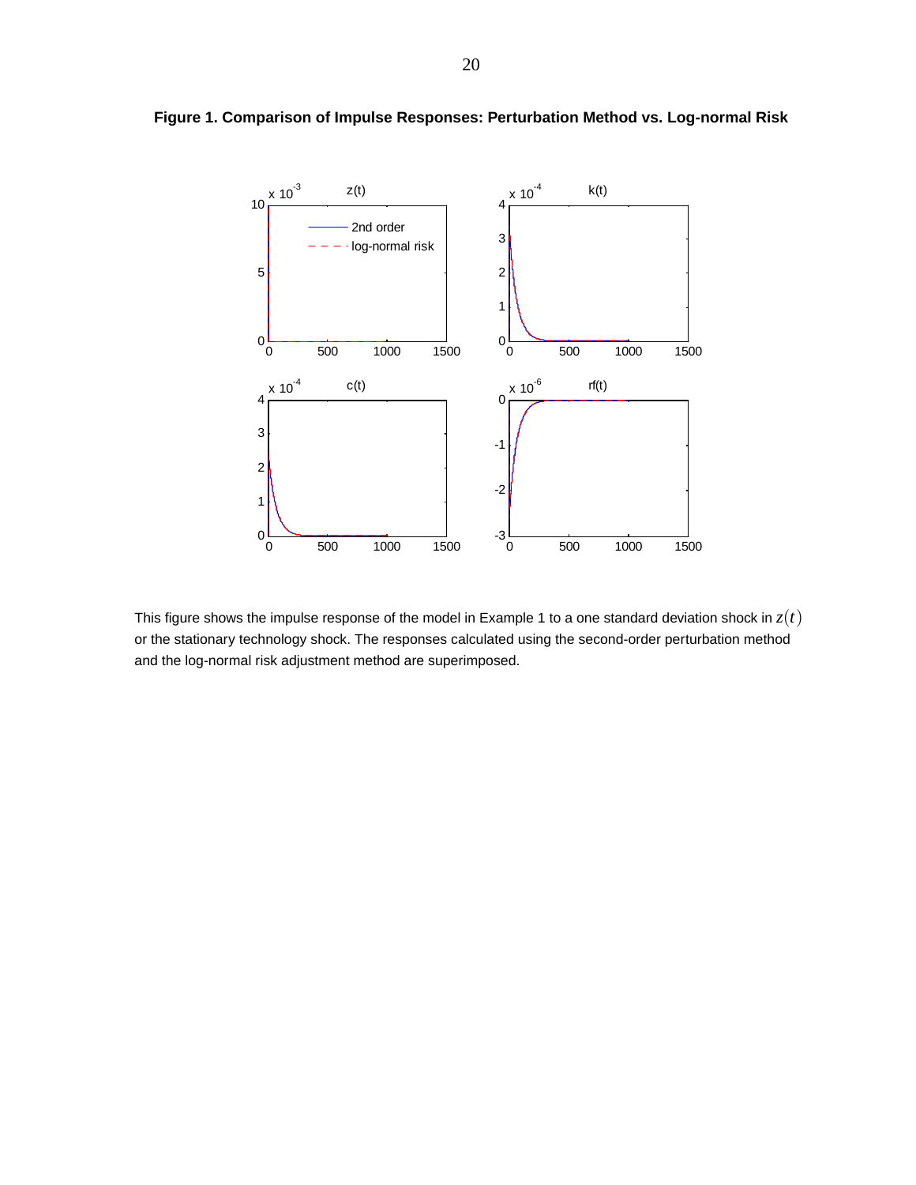**Figure 1. Comparison of Impulse Responses: Perturbation Method vs. Log-normal Risk**

This figure shows the impulse response of the model in Example 1 to a one standard deviation shock in $z(t)$ or the stationary technology shock. The responses calculated using the second-order perturbation method and the log-normal risk adjustment method are superimposed.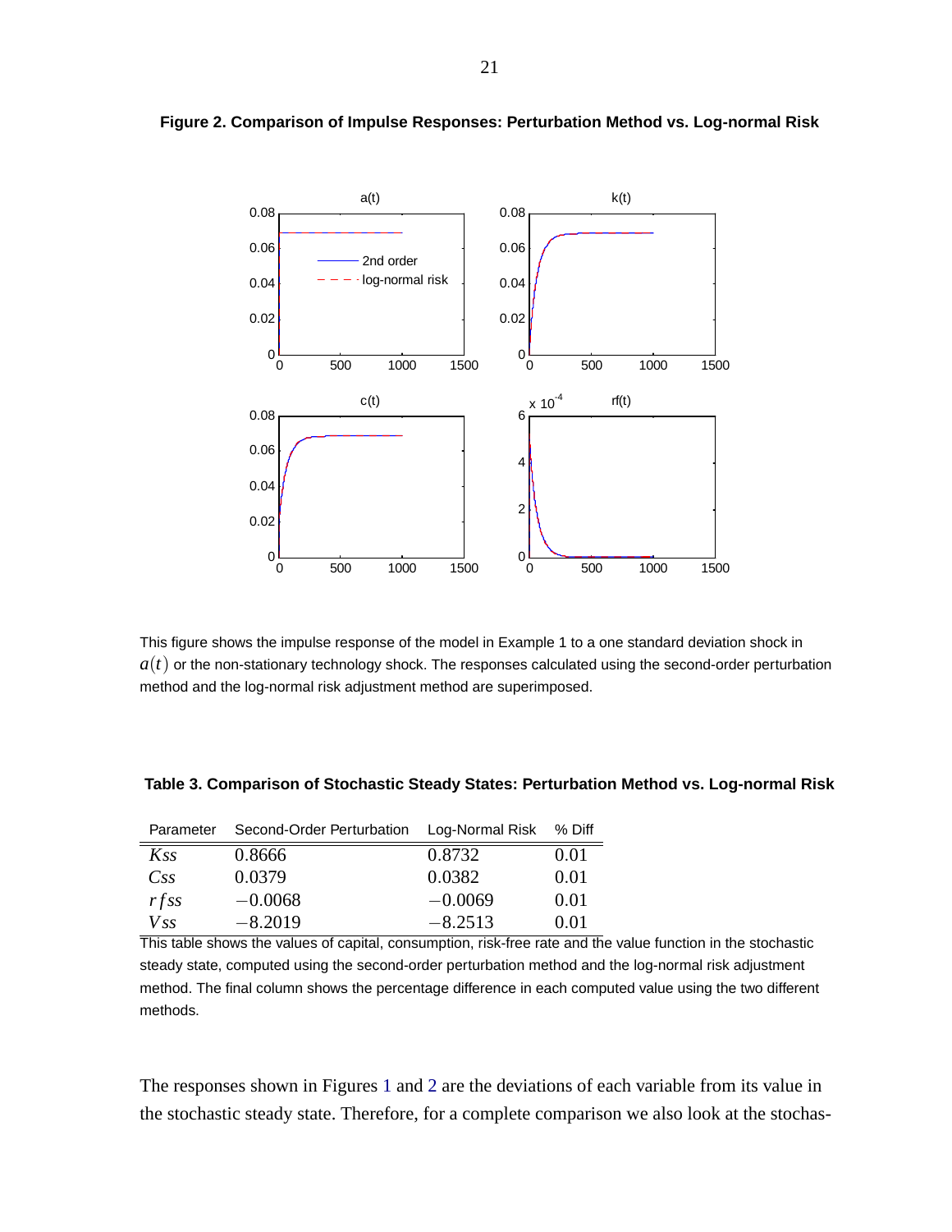**Figure 2. Comparison of Impulse Responses: Perturbation Method vs. Log-normal Risk**

This figure shows the impulse response of the model in Example 1 to a one standard deviation shock in $a(t)$ or the non-stationary technology shock. The responses calculated using the second-order perturbation method and the log-normal risk adjustment method are superimposed.

**Table 3. Comparison of Stochastic Steady States: Perturbation Method vs. Log-normal Risk**

| Parameter | Second-Order Perturbation | Log-Normal Risk | % Diff |
|---|---|---|---|
| $Kss$ | 0.8666 | 0.8732 | 0.01 |
| $Css$ | 0.0379 | 0.0382 | 0.01 |
| $rfss$ | $-0.0068$ | $-0.0069$ | 0.01 |
| $Vss$ | $-8.2019$ | $-8.2513$ | 0.01 |

This table shows the values of capital, consumption, risk-free rate and the value function in the stochastic steady state, computed using the second-order perturbation method and the log-normal risk adjustment method. The final column shows the percentage difference in each computed value using the two different methods.

The responses shown in Figures 1 and 2 are the deviations of each variable from its value in the stochastic steady state. Therefore, for a complete comparison we also look at the stochas-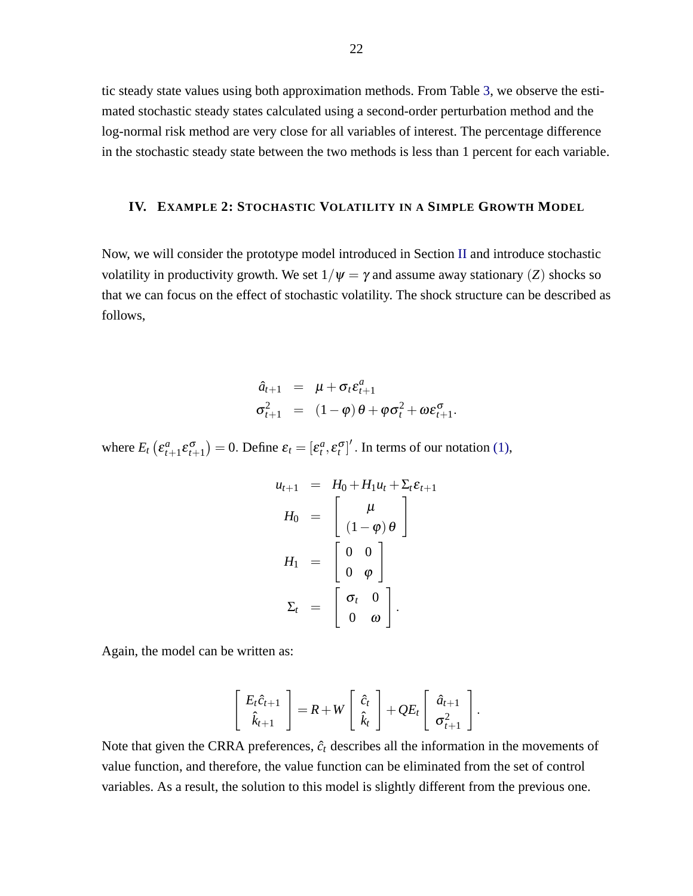tic steady state values using both approximation methods. From Table 3, we observe the estimated stochastic steady states calculated using a second-order perturbation method and the log-normal risk method are very close for all variables of interest. The percentage difference in the stochastic steady state between the two methods is less than 1 percent for each variable.

## IV. Example 2: Stochastic Volatility in a Simple Growth Model

Now, we will consider the prototype model introduced in Section II and introduce stochastic volatility in productivity growth. We set $1/\psi = \gamma$ and assume away stationary $(Z)$ shocks so that we can focus on the effect of stochastic volatility. The shock structure can be described as follows,

$$
\begin{aligned}
\hat{a}_{t+1} &= \mu + \sigma_t \varepsilon^a_{t+1} \\
\sigma^2_{t+1} &= (1-\varphi)\theta + \varphi \sigma^2_t + \omega \varepsilon^\sigma_{t+1}.
\end{aligned}
$$

where $E_t\left(\varepsilon^a_{t+1}\varepsilon^\sigma_{t+1}\right) = 0$. Define $\varepsilon_t = [\varepsilon^a_t, \varepsilon^\sigma_t]'$. In terms of our notation (1),

$$
\begin{aligned}
u_{t+1} &= H_0 + H_1 u_t + \Sigma_t \varepsilon_{t+1} \\
H_0 &= \begin{bmatrix} \mu \\ (1-\varphi)\theta \end{bmatrix} \\
H_1 &= \begin{bmatrix} 0 & 0 \\ 0 & \varphi \end{bmatrix} \\
\Sigma_t &= \begin{bmatrix} \sigma_t & 0 \\ 0 & \omega \end{bmatrix}.
\end{aligned}
$$

Again, the model can be written as:

$$
\begin{bmatrix} E_t \hat{c}_{t+1} \\ \hat{k}_{t+1} \end{bmatrix} = R + W \begin{bmatrix} \hat{c}_t \\ \hat{k}_t \end{bmatrix} + Q E_t \begin{bmatrix} \hat{a}_{t+1} \\ \sigma^2_{t+1} \end{bmatrix}.
$$

Note that given the CRRA preferences, $\hat{c}_t$ describes all the information in the movements of value function, and therefore, the value function can be eliminated from the set of control variables. As a result, the solution to this model is slightly different from the previous one.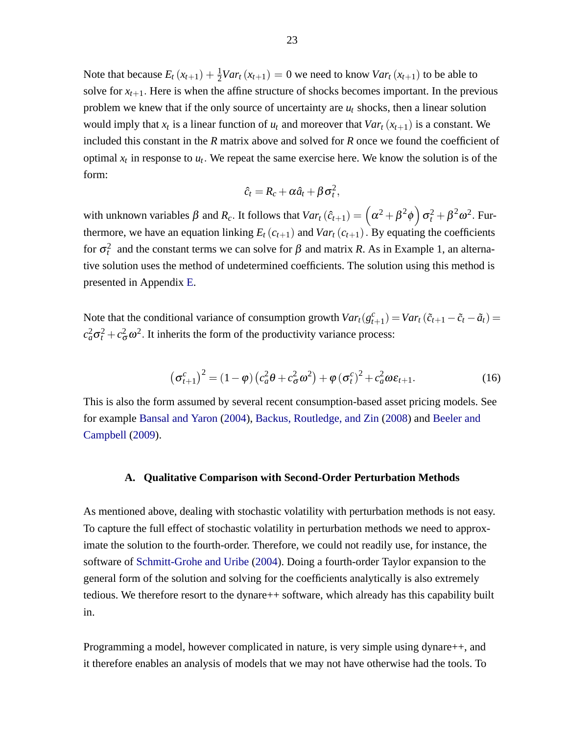Note that because $E_t(x_{t+1}) + \frac{1}{2}Var_t(x_{t+1}) = 0$ we need to know $Var_t(x_{t+1})$ to be able to solve for $x_{t+1}$. Here is when the affine structure of shocks becomes important. In the previous problem we knew that if the only source of uncertainty are $u_t$ shocks, then a linear solution would imply that $x_t$ is a linear function of $u_t$ and moreover that $Var_t(x_{t+1})$ is a constant. We included this constant in the $R$ matrix above and solved for $R$ once we found the coefficient of optimal $x_t$ in response to $u_t$. We repeat the same exercise here. We know the solution is of the form:

$$\hat{c}_t = R_c + \alpha \hat{a}_t + \beta \sigma_t^2,$$

with unknown variables $\beta$ and $R_c$. It follows that $Var_t(\hat{c}_{t+1}) = \left(\alpha^2 + \beta^2 \phi\right) \sigma_t^2 + \beta^2 \omega^2$. Furthermore, we have an equation linking $E_t(c_{t+1})$ and $Var_t(c_{t+1})$. By equating the coefficients for $\sigma_t^2$ and the constant terms we can solve for $\beta$ and matrix $R$. As in Example 1, an alternative solution uses the method of undetermined coefficients. The solution using this method is presented in Appendix E.

Note that the conditional variance of consumption growth $Var_t(g_{t+1}^c) = Var_t(\tilde{c}_{t+1} - \tilde{c}_t - \tilde{a}_t) = c_a^2 \sigma_t^2 + c_\sigma^2 \omega^2$. It inherits the form of the productivity variance process:

$$\left(\sigma_{t+1}^c\right)^2 = (1-\varphi)\left(c_a^2 \theta + c_\sigma^2 \omega^2\right) + \varphi \left(\sigma_t^c\right)^2 + c_a^2 \omega \varepsilon_{t+1}. \tag{16}$$

This is also the form assumed by several recent consumption-based asset pricing models. See for example Bansal and Yaron (2004), Backus, Routledge, and Zin (2008) and Beeler and Campbell (2009).

### A. Qualitative Comparison with Second-Order Perturbation Methods

As mentioned above, dealing with stochastic volatility with perturbation methods is not easy. To capture the full effect of stochastic volatility in perturbation methods we need to approximate the solution to the fourth-order. Therefore, we could not readily use, for instance, the software of Schmitt-Grohe and Uribe (2004). Doing a fourth-order Taylor expansion to the general form of the solution and solving for the coefficients analytically is also extremely tedious. We therefore resort to the dynare++ software, which already has this capability built in.

Programming a model, however complicated in nature, is very simple using dynare++, and it therefore enables an analysis of models that we may not have otherwise had the tools. To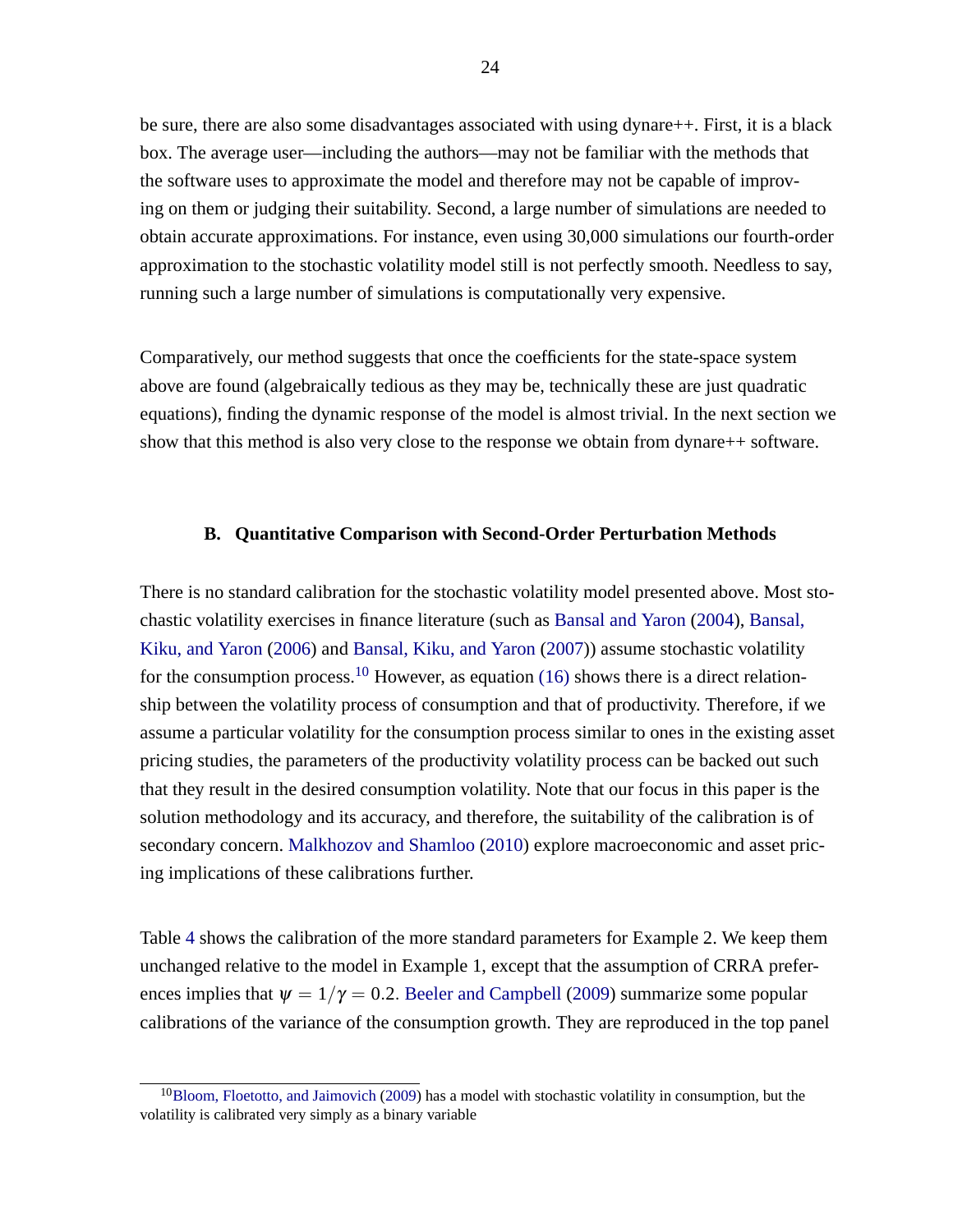be sure, there are also some disadvantages associated with using dynare++. First, it is a black box. The average user—including the authors—may not be familiar with the methods that the software uses to approximate the model and therefore may not be capable of improving on them or judging their suitability. Second, a large number of simulations are needed to obtain accurate approximations. For instance, even using 30,000 simulations our fourth-order approximation to the stochastic volatility model still is not perfectly smooth. Needless to say, running such a large number of simulations is computationally very expensive.

Comparatively, our method suggests that once the coefficients for the state-space system above are found (algebraically tedious as they may be, technically these are just quadratic equations), finding the dynamic response of the model is almost trivial. In the next section we show that this method is also very close to the response we obtain from dynare++ software.

### B. Quantitative Comparison with Second-Order Perturbation Methods

There is no standard calibration for the stochastic volatility model presented above. Most stochastic volatility exercises in finance literature (such as Bansal and Yaron (2004), Bansal, Kiku, and Yaron (2006) and Bansal, Kiku, and Yaron (2007)) assume stochastic volatility for the consumption process.[10] However, as equation (16) shows there is a direct relationship between the volatility process of consumption and that of productivity. Therefore, if we assume a particular volatility for the consumption process similar to ones in the existing asset pricing studies, the parameters of the productivity volatility process can be backed out such that they result in the desired consumption volatility. Note that our focus in this paper is the solution methodology and its accuracy, and therefore, the suitability of the calibration is of secondary concern. Malkhozov and Shamloo (2010) explore macroeconomic and asset pricing implications of these calibrations further.

Table 4 shows the calibration of the more standard parameters for Example 2. We keep them unchanged relative to the model in Example 1, except that the assumption of CRRA preferences implies that $\psi = 1/\gamma = 0.2$. Beeler and Campbell (2009) summarize some popular calibrations of the variance of the consumption growth. They are reproduced in the top panel

[10] Bloom, Floetotto, and Jaimovich (2009) has a model with stochastic volatility in consumption, but the volatility is calibrated very simply as a binary variable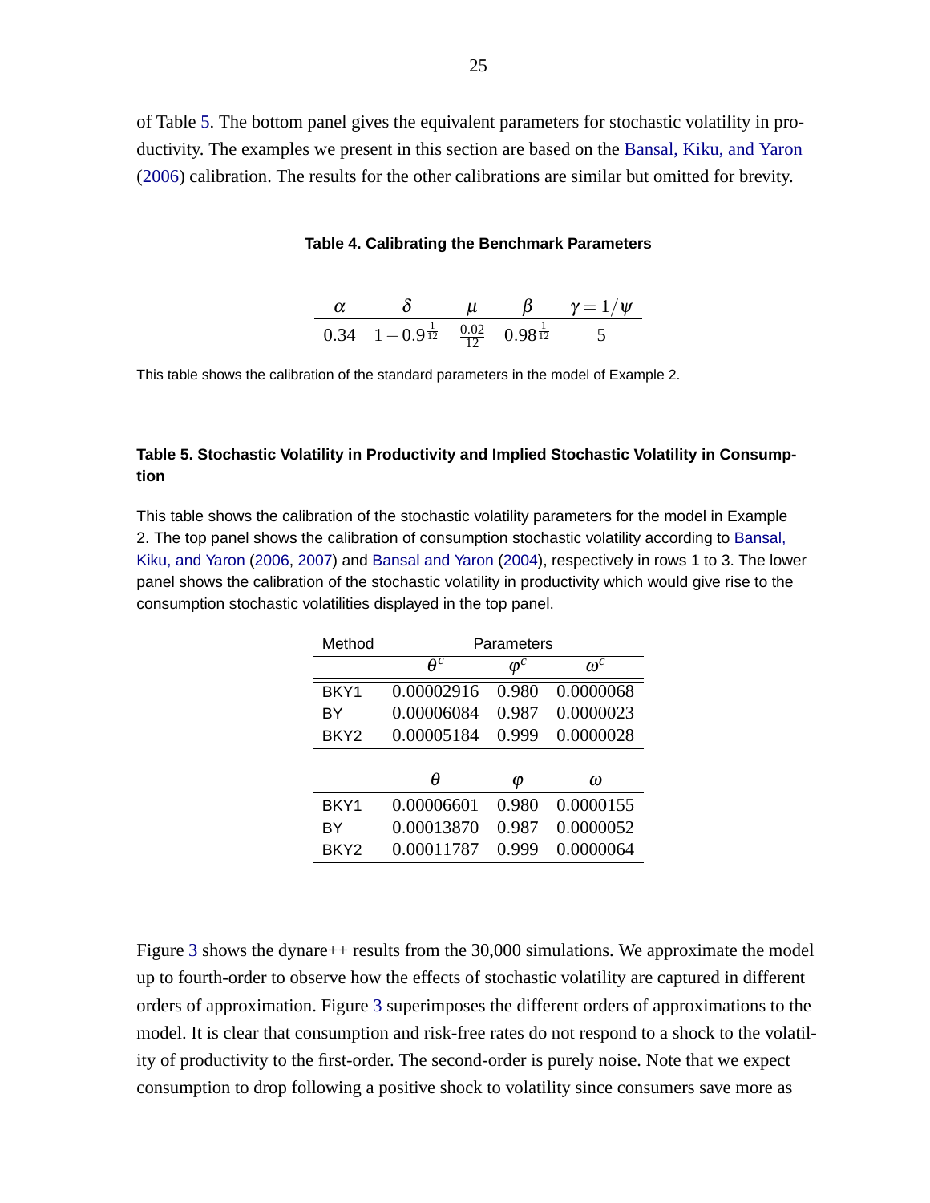of Table 5. The bottom panel gives the equivalent parameters for stochastic volatility in productivity. The examples we present in this section are based on the Bansal, Kiku, and Yaron (2006) calibration. The results for the other calibrations are similar but omitted for brevity.

**Table 4. Calibrating the Benchmark Parameters**

| $\alpha$ | $\delta$ | $\mu$ | $\beta$ | $\gamma = 1/\psi$ |
|---|---|---|---|---|
| 0.34 | $1 - 0.9^{\frac{1}{12}}$ | $\frac{0.02}{12}$ | $0.98^{\frac{1}{12}}$ | 5 |

This table shows the calibration of the standard parameters in the model of Example 2.

**Table 5. Stochastic Volatility in Productivity and Implied Stochastic Volatility in Consumption**

This table shows the calibration of the stochastic volatility parameters for the model in Example 2. The top panel shows the calibration of consumption stochastic volatility according to Bansal, Kiku, and Yaron (2006, 2007) and Bansal and Yaron (2004), respectively in rows 1 to 3. The lower panel shows the calibration of the stochastic volatility in productivity which would give rise to the consumption stochastic volatilities displayed in the top panel.

| Method | Parameters | | |
|---|---|---|---|
| | $\theta^c$ | $\varphi^c$ | $\omega^c$ |
| BKY1 | 0.00002916 | 0.980 | 0.0000068 |
| BY | 0.00006084 | 0.987 | 0.0000023 |
| BKY2 | 0.00005184 | 0.999 | 0.0000028 |
| | $\theta$ | $\varphi$ | $\omega$ |
| BKY1 | 0.00006601 | 0.980 | 0.0000155 |
| BY | 0.00013870 | 0.987 | 0.0000052 |
| BKY2 | 0.00011787 | 0.999 | 0.0000064 |

Figure 3 shows the dynare++ results from the 30,000 simulations. We approximate the model up to fourth-order to observe how the effects of stochastic volatility are captured in different orders of approximation. Figure 3 superimposes the different orders of approximations to the model. It is clear that consumption and risk-free rates do not respond to a shock to the volatility of productivity to the first-order. The second-order is purely noise. Note that we expect consumption to drop following a positive shock to volatility since consumers save more as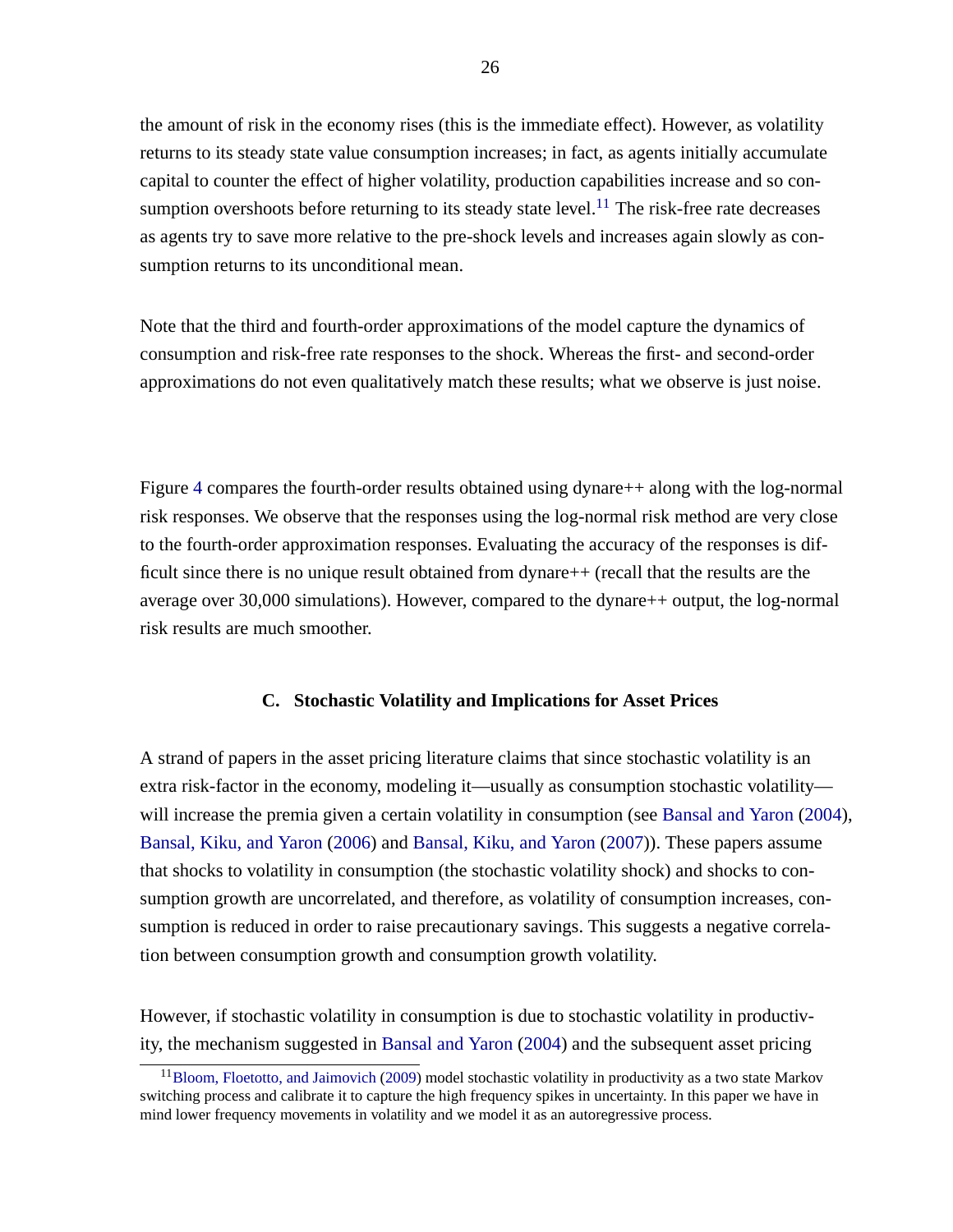the amount of risk in the economy rises (this is the immediate effect). However, as volatility returns to its steady state value consumption increases; in fact, as agents initially accumulate capital to counter the effect of higher volatility, production capabilities increase and so consumption overshoots before returning to its steady state level.[11] The risk-free rate decreases as agents try to save more relative to the pre-shock levels and increases again slowly as consumption returns to its unconditional mean.

Note that the third and fourth-order approximations of the model capture the dynamics of consumption and risk-free rate responses to the shock. Whereas the first- and second-order approximations do not even qualitatively match these results; what we observe is just noise.

Figure 4 compares the fourth-order results obtained using dynare++ along with the log-normal risk responses. We observe that the responses using the log-normal risk method are very close to the fourth-order approximation responses. Evaluating the accuracy of the responses is difficult since there is no unique result obtained from dynare++ (recall that the results are the average over 30,000 simulations). However, compared to the dynare++ output, the log-normal risk results are much smoother.

### C. Stochastic Volatility and Implications for Asset Prices

A strand of papers in the asset pricing literature claims that since stochastic volatility is an extra risk-factor in the economy, modeling it—usually as consumption stochastic volatility—will increase the premia given a certain volatility in consumption (see Bansal and Yaron (2004), Bansal, Kiku, and Yaron (2006) and Bansal, Kiku, and Yaron (2007)). These papers assume that shocks to volatility in consumption (the stochastic volatility shock) and shocks to consumption growth are uncorrelated, and therefore, as volatility of consumption increases, consumption is reduced in order to raise precautionary savings. This suggests a negative correlation between consumption growth and consumption growth volatility.

However, if stochastic volatility in consumption is due to stochastic volatility in productivity, the mechanism suggested in Bansal and Yaron (2004) and the subsequent asset pricing

[11] Bloom, Floetotto, and Jaimovich (2009) model stochastic volatility in productivity as a two state Markov switching process and calibrate it to capture the high frequency spikes in uncertainty. In this paper we have in mind lower frequency movements in volatility and we model it as an autoregressive process.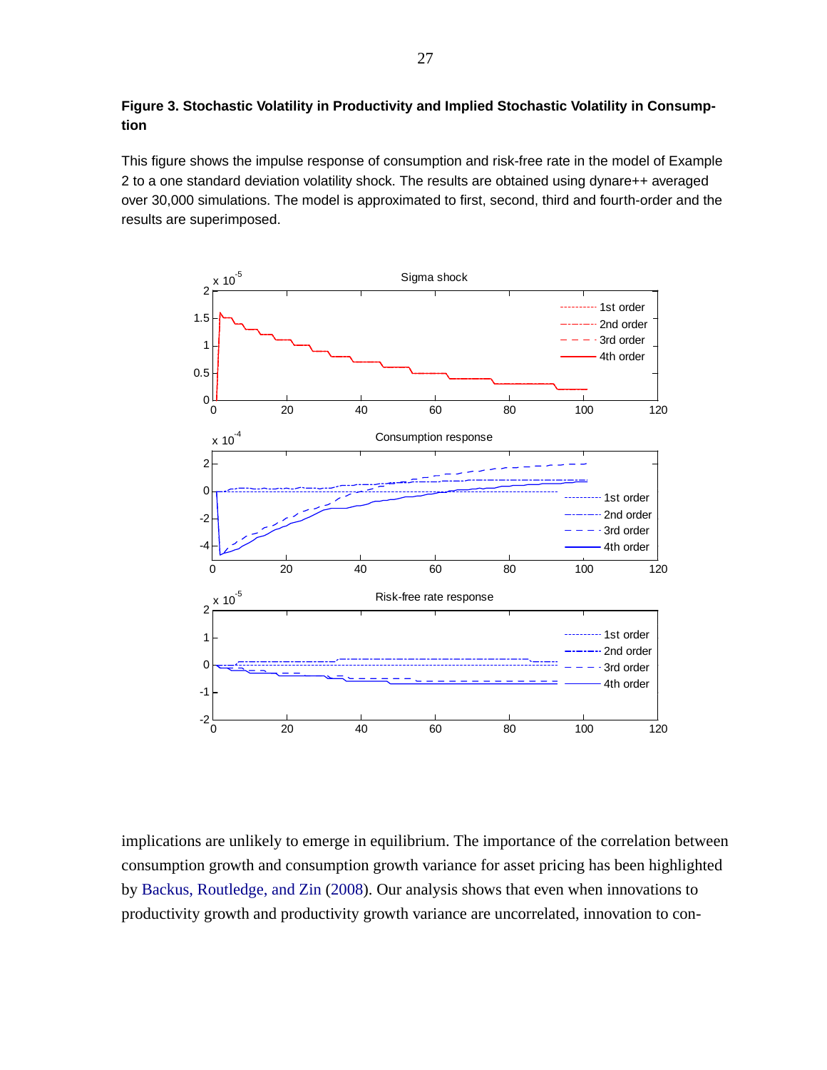**Figure 3. Stochastic Volatility in Productivity and Implied Stochastic Volatility in Consumption**

This figure shows the impulse response of consumption and risk-free rate in the model of Example 2 to a one standard deviation volatility shock. The results are obtained using dynare++ averaged over 30,000 simulations. The model is approximated to first, second, third and fourth-order and the results are superimposed.

implications are unlikely to emerge in equilibrium. The importance of the correlation between consumption growth and consumption growth variance for asset pricing has been highlighted by Backus, Routledge, and Zin (2008). Our analysis shows that even when innovations to productivity growth and productivity growth variance are uncorrelated, innovation to con-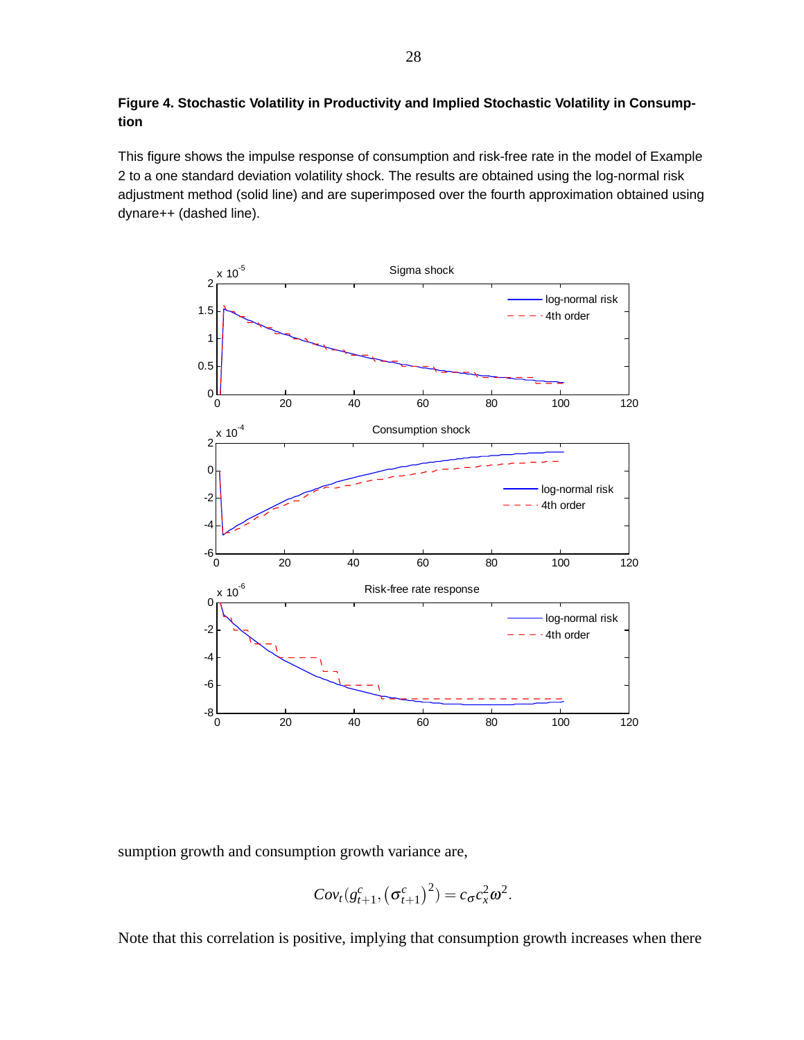**Figure 4. Stochastic Volatility in Productivity and Implied Stochastic Volatility in Consumption**

This figure shows the impulse response of consumption and risk-free rate in the model of Example 2 to a one standard deviation volatility shock. The results are obtained using the log-normal risk adjustment method (solid line) and are superimposed over the fourth approximation obtained using dynare++ (dashed line).

sumption growth and consumption growth variance are,

$$Cov_t(g_{t+1}^c, (\sigma_{t+1}^c)^2) = c_\sigma c_x^2 \omega^2.$$

Note that this correlation is positive, implying that consumption growth increases when there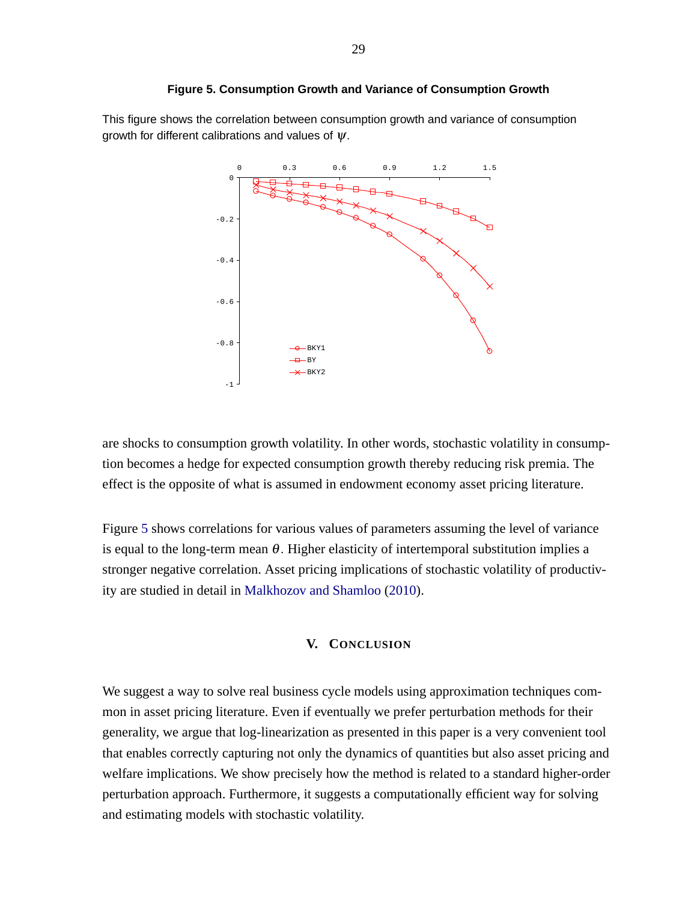**Figure 5. Consumption Growth and Variance of Consumption Growth**

This figure shows the correlation between consumption growth and variance of consumption growth for different calibrations and values of $\psi$.

are shocks to consumption growth volatility. In other words, stochastic volatility in consumption becomes a hedge for expected consumption growth thereby reducing risk premia. The effect is the opposite of what is assumed in endowment economy asset pricing literature.

Figure 5 shows correlations for various values of parameters assuming the level of variance is equal to the long-term mean $\theta$. Higher elasticity of intertemporal substitution implies a stronger negative correlation. Asset pricing implications of stochastic volatility of productivity are studied in detail in Malkhozov and Shamloo (2010).

## V. Conclusion

We suggest a way to solve real business cycle models using approximation techniques common in asset pricing literature. Even if eventually we prefer perturbation methods for their generality, we argue that log-linearization as presented in this paper is a very convenient tool that enables correctly capturing not only the dynamics of quantities but also asset pricing and welfare implications. We show precisely how the method is related to a standard higher-order perturbation approach. Furthermore, it suggests a computationally efficient way for solving and estimating models with stochastic volatility.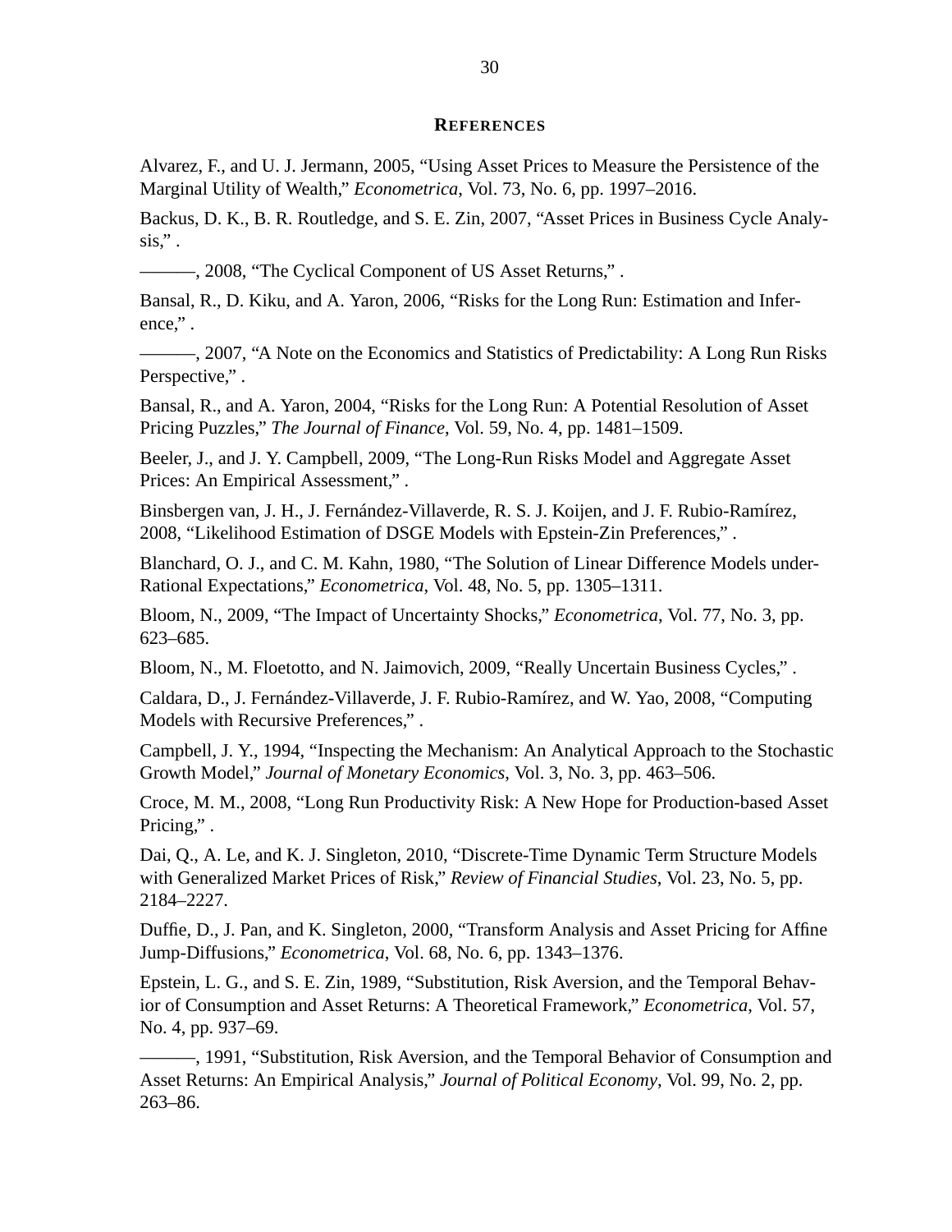## References

Alvarez, F., and U. J. Jermann, 2005, "Using Asset Prices to Measure the Persistence of the Marginal Utility of Wealth," *Econometrica*, Vol. 73, No. 6, pp. 1997–2016.

Backus, D. K., B. R. Routledge, and S. E. Zin, 2007, "Asset Prices in Business Cycle Analysis," .

———, 2008, "The Cyclical Component of US Asset Returns," .

Bansal, R., D. Kiku, and A. Yaron, 2006, "Risks for the Long Run: Estimation and Inference," .

———, 2007, "A Note on the Economics and Statistics of Predictability: A Long Run Risks Perspective," .

Bansal, R., and A. Yaron, 2004, "Risks for the Long Run: A Potential Resolution of Asset Pricing Puzzles," *The Journal of Finance*, Vol. 59, No. 4, pp. 1481–1509.

Beeler, J., and J. Y. Campbell, 2009, "The Long-Run Risks Model and Aggregate Asset Prices: An Empirical Assessment," .

Binsbergen van, J. H., J. Fernández-Villaverde, R. S. J. Koijen, and J. F. Rubio-Ramírez, 2008, "Likelihood Estimation of DSGE Models with Epstein-Zin Preferences," .

Blanchard, O. J., and C. M. Kahn, 1980, "The Solution of Linear Difference Models under-Rational Expectations," *Econometrica*, Vol. 48, No. 5, pp. 1305–1311.

Bloom, N., 2009, "The Impact of Uncertainty Shocks," *Econometrica*, Vol. 77, No. 3, pp. 623–685.

Bloom, N., M. Floetotto, and N. Jaimovich, 2009, "Really Uncertain Business Cycles," .

Caldara, D., J. Fernández-Villaverde, J. F. Rubio-Ramírez, and W. Yao, 2008, "Computing Models with Recursive Preferences," .

Campbell, J. Y., 1994, "Inspecting the Mechanism: An Analytical Approach to the Stochastic Growth Model," *Journal of Monetary Economics*, Vol. 3, No. 3, pp. 463–506.

Croce, M. M., 2008, "Long Run Productivity Risk: A New Hope for Production-based Asset Pricing," .

Dai, Q., A. Le, and K. J. Singleton, 2010, "Discrete-Time Dynamic Term Structure Models with Generalized Market Prices of Risk," *Review of Financial Studies*, Vol. 23, No. 5, pp. 2184–2227.

Duffie, D., J. Pan, and K. Singleton, 2000, "Transform Analysis and Asset Pricing for Affine Jump-Diffusions," *Econometrica*, Vol. 68, No. 6, pp. 1343–1376.

Epstein, L. G., and S. E. Zin, 1989, "Substitution, Risk Aversion, and the Temporal Behavior of Consumption and Asset Returns: A Theoretical Framework," *Econometrica*, Vol. 57, No. 4, pp. 937–69.

———, 1991, "Substitution, Risk Aversion, and the Temporal Behavior of Consumption and Asset Returns: An Empirical Analysis," *Journal of Political Economy*, Vol. 99, No. 2, pp. 263–86.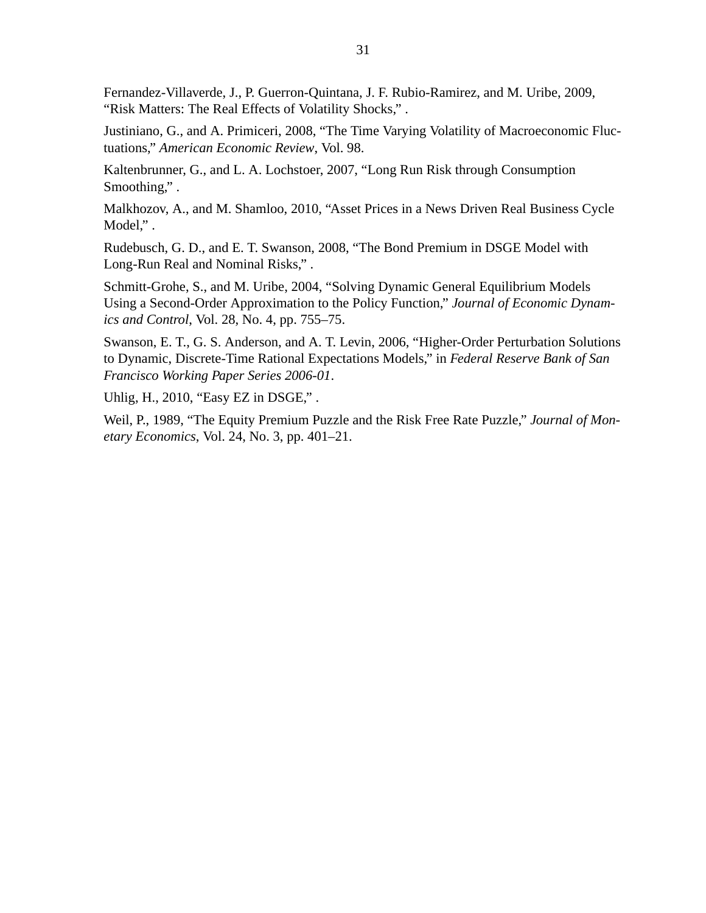Fernandez-Villaverde, J., P. Guerron-Quintana, J. F. Rubio-Ramirez, and M. Uribe, 2009, “Risk Matters: The Real Effects of Volatility Shocks,” .

Justiniano, G., and A. Primiceri, 2008, “The Time Varying Volatility of Macroeconomic Fluctuations,” *American Economic Review*, Vol. 98.

Kaltenbrunner, G., and L. A. Lochstoer, 2007, “Long Run Risk through Consumption Smoothing,” .

Malkhozov, A., and M. Shamloo, 2010, “Asset Prices in a News Driven Real Business Cycle Model,” .

Rudebusch, G. D., and E. T. Swanson, 2008, “The Bond Premium in DSGE Model with Long-Run Real and Nominal Risks,” .

Schmitt-Grohe, S., and M. Uribe, 2004, “Solving Dynamic General Equilibrium Models Using a Second-Order Approximation to the Policy Function,” *Journal of Economic Dynamics and Control*, Vol. 28, No. 4, pp. 755–75.

Swanson, E. T., G. S. Anderson, and A. T. Levin, 2006, “Higher-Order Perturbation Solutions to Dynamic, Discrete-Time Rational Expectations Models,” in *Federal Reserve Bank of San Francisco Working Paper Series 2006-01*.

Uhlig, H., 2010, “Easy EZ in DSGE,” .

Weil, P., 1989, “The Equity Premium Puzzle and the Risk Free Rate Puzzle,” *Journal of Monetary Economics*, Vol. 24, No. 3, pp. 401–21.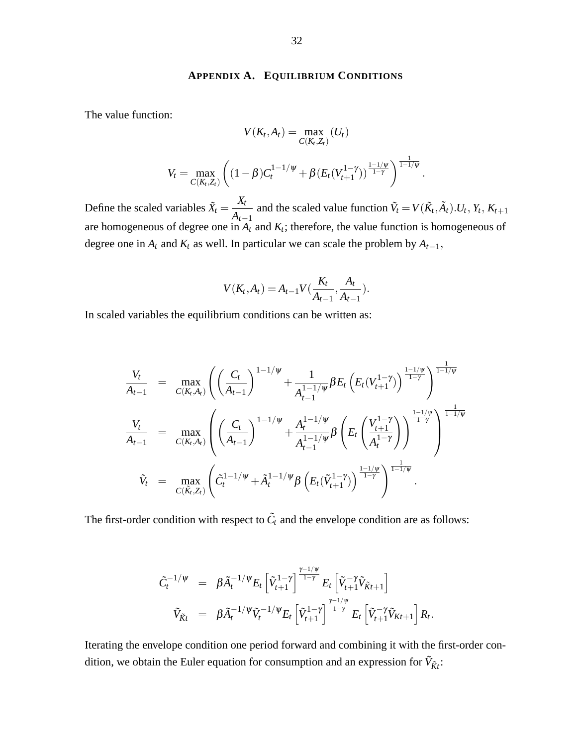## APPENDIX A. EQUILIBRIUM CONDITIONS

The value function:

$$V(K_t, A_t) = \max_{C(K_t, Z_t)} (U_t)$$

$$V_t = \max_{C(K_t, Z_t)} \left( (1-\beta) C_t^{1-1/\psi} + \beta (E_t(V_{t+1}^{1-\gamma}))^{\frac{1-1/\psi}{1-\gamma}} \right)^{\frac{1}{1-1/\psi}}.$$

Define the scaled variables $\tilde{X}_t = \dfrac{X_t}{A_{t-1}}$ and the scaled value function $\tilde{V}_t = V(\tilde{K}_t, \tilde{A}_t)$.$U_t$, $Y_t$, $K_{t+1}$ are homogeneous of degree one in $A_t$ and $K_t$; therefore, the value function is homogeneous of degree one in $A_t$ and $K_t$ as well. In particular we can scale the problem by $A_{t-1}$,

$$V(K_t, A_t) = A_{t-1} V\left(\frac{K_t}{A_{t-1}}, \frac{A_t}{A_{t-1}}\right).$$

In scaled variables the equilibrium conditions can be written as:

$$\begin{aligned}
\frac{V_t}{A_{t-1}} &= \max_{C(K_t, A_t)} \left( \left( \frac{C_t}{A_{t-1}} \right)^{1-1/\psi} + \frac{1}{A_{t-1}^{1-1/\psi}} \beta E_t \left( E_t(V_{t+1}^{1-\gamma}) \right)^{\frac{1-1/\psi}{1-\gamma}} \right)^{\frac{1}{1-1/\psi}} \\
\frac{V_t}{A_{t-1}} &= \max_{C(K_t, A_t)} \left( \left( \frac{C_t}{A_{t-1}} \right)^{1-1/\psi} + \frac{A_t^{1-1/\psi}}{A_{t-1}^{1-1/\psi}} \beta \left( E_t \left( \frac{V_{t+1}^{1-\gamma}}{A_t^{1-\gamma}} \right) \right)^{\frac{1-1/\psi}{1-\gamma}} \right)^{\frac{1}{1-1/\psi}} \\
\tilde{V}_t &= \max_{C(\tilde{K}_t, Z_t)} \left( \tilde{C}_t^{1-1/\psi} + \tilde{A}_t^{1-1/\psi} \beta \left( E_t(\tilde{V}_{t+1}^{1-\gamma}) \right)^{\frac{1-1/\psi}{1-\gamma}} \right)^{\frac{1}{1-1/\psi}}.
\end{aligned}$$

The first-order condition with respect to $\tilde{C}_t$ and the envelope condition are as follows:

$$\begin{aligned}
\tilde{C}_t^{-1/\psi} &= \beta \tilde{A}_t^{-1/\psi} E_t \left[ \tilde{V}_{t+1}^{1-\gamma} \right]^{\frac{\gamma - 1/\psi}{1-\gamma}} E_t \left[ \tilde{V}_{t+1}^{-\gamma} \tilde{V}_{\tilde{K}t+1} \right] \\
\tilde{V}_{\tilde{K}t} &= \beta \tilde{A}_t^{-1/\psi} \tilde{V}_t^{-1/\psi} E_t \left[ \tilde{V}_{t+1}^{1-\gamma} \right]^{\frac{\gamma - 1/\psi}{1-\gamma}} E_t \left[ \tilde{V}_{t+1}^{-\gamma} \tilde{V}_{Kt+1} \right] R_t.
\end{aligned}$$

Iterating the envelope condition one period forward and combining it with the first-order condition, we obtain the Euler equation for consumption and an expression for $\tilde{V}_{\tilde{K}t}$: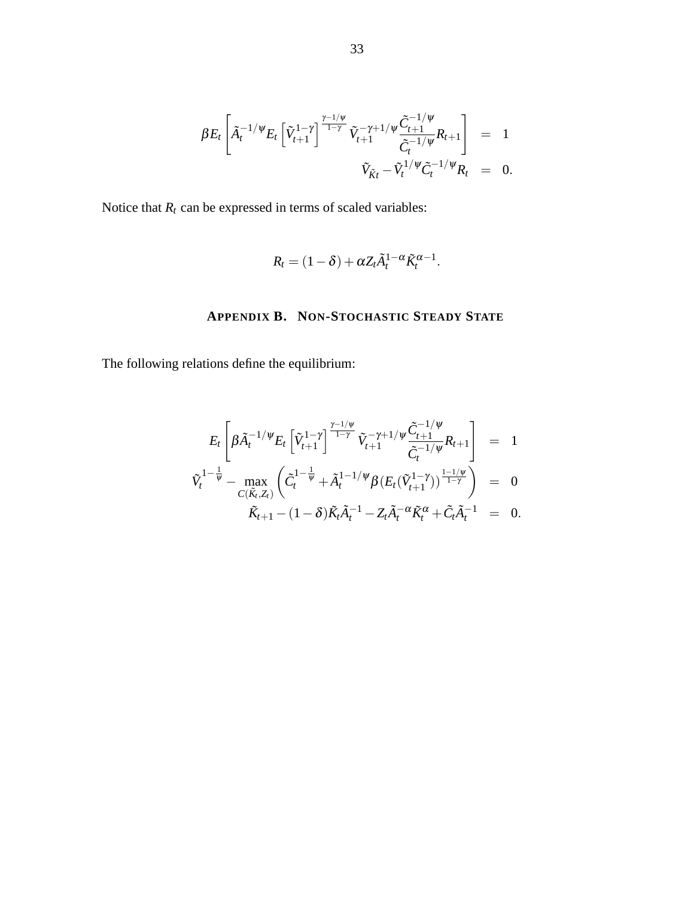$$
\begin{aligned}
\beta E_t \left[ \tilde{A}_t^{-1/\psi} E_t \left[ \tilde{V}_{t+1}^{1-\gamma} \right]^{\frac{\gamma-1/\psi}{1-\gamma}} \tilde{V}_{t+1}^{-\gamma+1/\psi} \frac{\tilde{C}_{t+1}^{-1/\psi}}{\tilde{C}_t^{-1/\psi}} R_{t+1} \right] &= 1 \\
\tilde{V}_{\tilde{K}t} - \tilde{V}_t^{1/\psi} \tilde{C}_t^{-1/\psi} R_t &= 0.
\end{aligned}
$$

Notice that $R_t$ can be expressed in terms of scaled variables:

$$
R_t = (1-\delta) + \alpha Z_t \tilde{A}_t^{1-\alpha} \tilde{K}_t^{\alpha-1}.
$$

## Appendix B. Non-Stochastic Steady State

The following relations define the equilibrium:

$$
\begin{aligned}
E_t \left[ \beta \tilde{A}_t^{-1/\psi} E_t \left[ \tilde{V}_{t+1}^{1-\gamma} \right]^{\frac{\gamma-1/\psi}{1-\gamma}} \tilde{V}_{t+1}^{-\gamma+1/\psi} \frac{\tilde{C}_{t+1}^{-1/\psi}}{\tilde{C}_t^{-1/\psi}} R_{t+1} \right] &= 1 \\
\tilde{V}_t^{1-\frac{1}{\psi}} - \max_{C(\tilde{K}_t, Z_t)} \left( \tilde{C}_t^{1-\frac{1}{\psi}} + \tilde{A}_t^{1-1/\psi} \beta (E_t(\tilde{V}_{t+1}^{1-\gamma}))^{\frac{1-1/\psi}{1-\gamma}} \right) &= 0 \\
\tilde{K}_{t+1} - (1-\delta)\tilde{K}_t \tilde{A}_t^{-1} - Z_t \tilde{A}_t^{-\alpha} \tilde{K}_t^{\alpha} + \tilde{C}_t \tilde{A}_t^{-1} &= 0.
\end{aligned}
$$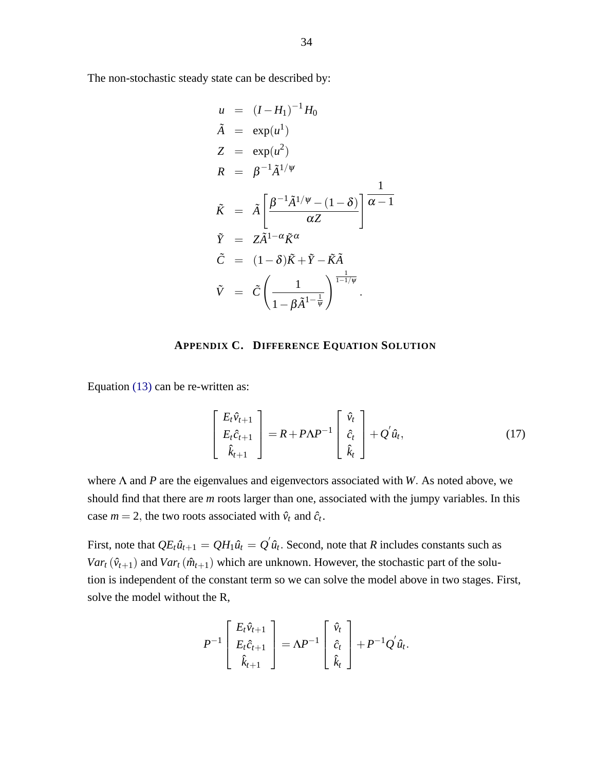The non-stochastic steady state can be described by:

$$
\begin{aligned}
u &= (I - H_1)^{-1} H_0 \\
\tilde{A} &= \exp(u^1) \\
Z &= \exp(u^2) \\
R &= \beta^{-1} \tilde{A}^{1/\psi} \\
\tilde{K} &= \tilde{A} \left[ \frac{\beta^{-1} \tilde{A}^{1/\psi} - (1-\delta)}{\alpha Z} \right]^{\dfrac{1}{\alpha - 1}} \\
\tilde{Y} &= Z \tilde{A}^{1-\alpha} \tilde{K}^{\alpha} \\
\tilde{C} &= (1-\delta)\tilde{K} + \tilde{Y} - \tilde{K}\tilde{A} \\
\tilde{V} &= \tilde{C} \left( \frac{1}{1 - \beta \tilde{A}^{1-\frac{1}{\psi}}} \right)^{\frac{1}{1-1/\psi}}.
\end{aligned}
$$

## Appendix C. Difference Equation Solution

Equation (13) can be re-written as:

$$
\begin{bmatrix} E_t \hat{v}_{t+1} \\ E_t \hat{c}_{t+1} \\ \hat{k}_{t+1} \end{bmatrix} = R + P \Lambda P^{-1} \begin{bmatrix} \hat{v}_t \\ \hat{c}_t \\ \hat{k}_t \end{bmatrix} + Q^{'} \hat{u}_t, \tag{17}
$$

where $\Lambda$ and $P$ are the eigenvalues and eigenvectors associated with $W$. As noted above, we should find that there are $m$ roots larger than one, associated with the jumpy variables. In this case $m = 2$, the two roots associated with $\hat{v}_t$ and $\hat{c}_t$.

First, note that $Q E_t \hat{u}_{t+1} = Q H_1 \hat{u}_t = Q^{'} \hat{u}_t$. Second, note that $R$ includes constants such as $Var_t(\hat{v}_{t+1})$ and $Var_t(\hat{m}_{t+1})$ which are unknown. However, the stochastic part of the solution is independent of the constant term so we can solve the model above in two stages. First, solve the model without the R,

$$
P^{-1} \begin{bmatrix} E_t \hat{v}_{t+1} \\ E_t \hat{c}_{t+1} \\ \hat{k}_{t+1} \end{bmatrix} = \Lambda P^{-1} \begin{bmatrix} \hat{v}_t \\ \hat{c}_t \\ \hat{k}_t \end{bmatrix} + P^{-1} Q^{'} \hat{u}_t.
$$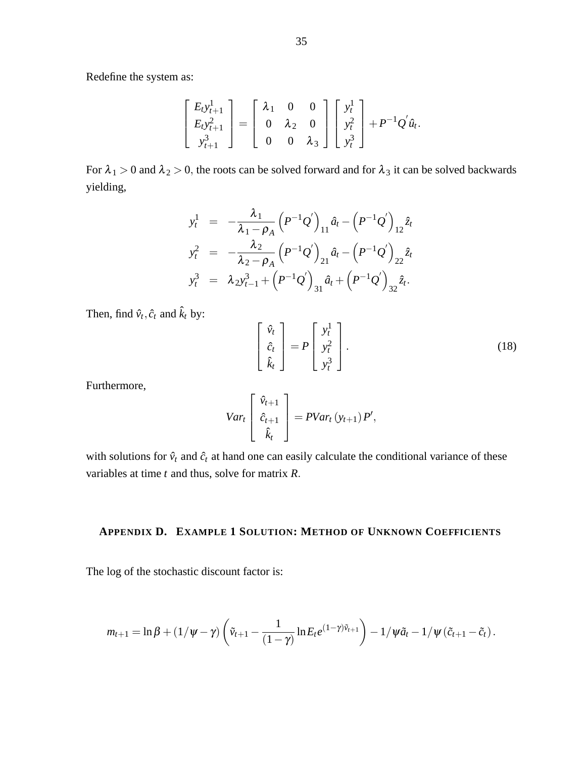Redefine the system as:

$$\begin{bmatrix} E_t y_{t+1}^1 \\ E_t y_{t+1}^2 \\ y_{t+1}^3 \end{bmatrix} = \begin{bmatrix} \lambda_1 & 0 & 0 \\ 0 & \lambda_2 & 0 \\ 0 & 0 & \lambda_3 \end{bmatrix} \begin{bmatrix} y_t^1 \\ y_t^2 \\ y_t^3 \end{bmatrix} + P^{-1} Q^{'} \hat{u}_t.$$

For $\lambda_1 > 0$ and $\lambda_2 > 0$, the roots can be solved forward and for $\lambda_3$ it can be solved backwards yielding,

$$\begin{aligned} y_t^1 &= -\frac{\lambda_1}{\lambda_1 - \rho_A} \left(P^{-1} Q^{'}\right)_{11} \hat{a}_t - \left(P^{-1} Q^{'}\right)_{12} \hat{z}_t \\ y_t^2 &= -\frac{\lambda_2}{\lambda_2 - \rho_A} \left(P^{-1} Q^{'}\right)_{21} \hat{a}_t - \left(P^{-1} Q^{'}\right)_{22} \hat{z}_t \\ y_t^3 &= \lambda_2 y_{t-1}^3 + \left(P^{-1} Q^{'}\right)_{31} \hat{a}_t + \left(P^{-1} Q^{'}\right)_{32} \hat{z}_t. \end{aligned}$$

Then, find $\hat{v}_t, \hat{c}_t$ and $\hat{k}_t$ by:

$$\begin{bmatrix} \hat{v}_t \\ \hat{c}_t \\ \hat{k}_t \end{bmatrix} = P \begin{bmatrix} y_t^1 \\ y_t^2 \\ y_t^3 \end{bmatrix}. \tag{18}$$

Furthermore,

$$Var_t \begin{bmatrix} \hat{v}_{t+1} \\ \hat{c}_{t+1} \\ \hat{k}_t \end{bmatrix} = P Var_t \left(y_{t+1}\right) P',$$

with solutions for $\hat{v}_t$ and $\hat{c}_t$ at hand one can easily calculate the conditional variance of these variables at time $t$ and thus, solve for matrix $R$.

## Appendix D. Example 1 Solution: Method of Unknown Coefficients

The log of the stochastic discount factor is:

$$m_{t+1} = \ln \beta + (1/\psi - \gamma) \left( \tilde{v}_{t+1} - \frac{1}{(1-\gamma)} \ln E_t e^{(1-\gamma)\tilde{v}_{t+1}} \right) - 1/\psi \tilde{a}_t - 1/\psi \left(\tilde{c}_{t+1} - \tilde{c}_t\right).$$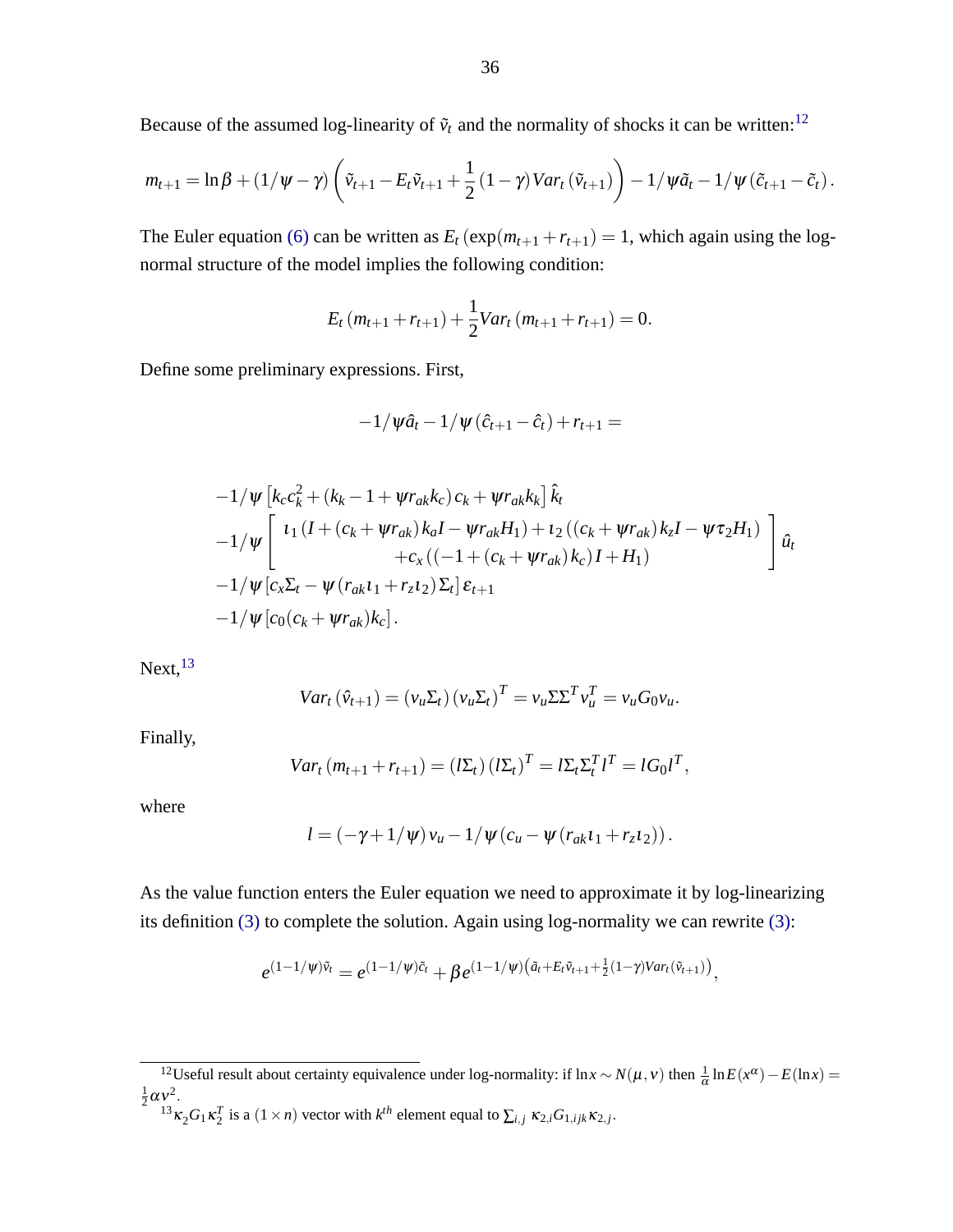Because of the assumed log-linearity of $\tilde{v}_t$ and the normality of shocks it can be written:[12]

$$m_{t+1} = \ln\beta + (1/\psi - \gamma)\left(\tilde{v}_{t+1} - E_t\tilde{v}_{t+1} + \frac{1}{2}(1-\gamma)Var_t(\tilde{v}_{t+1})\right) - 1/\psi\tilde{a}_t - 1/\psi(\tilde{c}_{t+1} - \tilde{c}_t).$$

The Euler equation (6) can be written as $E_t(\exp(m_{t+1} + r_{t+1}) = 1$, which again using the log-normal structure of the model implies the following condition:

$$E_t(m_{t+1} + r_{t+1}) + \frac{1}{2}Var_t(m_{t+1} + r_{t+1}) = 0.$$

Define some preliminary expressions. First,

$$-1/\psi\hat{a}_t - 1/\psi(\hat{c}_{t+1} - \hat{c}_t) + r_{t+1} =$$

$$\begin{aligned}
&-1/\psi\left[k_c c_k^2 + (k_k - 1 + \psi r_{ak}k_c)c_k + \psi r_{ak}k_k\right]\hat{k}_t \\
&-1/\psi\left[\begin{array}{c} \iota_1(I + (c_k + \psi r_{ak})k_a I - \psi r_{ak}H_1) + \iota_2((c_k + \psi r_{ak})k_z I - \psi\tau_2 H_1) \\ +c_x((-1 + (c_k + \psi r_{ak})k_c)I + H_1) \end{array}\right]\hat{u}_t \\
&-1/\psi\left[c_x\Sigma_t - \psi(r_{ak}\iota_1 + r_z\iota_2)\Sigma_t\right]\varepsilon_{t+1} \\
&-1/\psi\left[c_0(c_k + \psi r_{ak})k_c\right].
\end{aligned}$$

Next,[13]

$$Var_t(\hat{v}_{t+1}) = (v_u\Sigma_t)(v_u\Sigma_t)^T = v_u\Sigma\Sigma^T v_u^T = v_u G_0 v_u.$$

Finally,

$$Var_t(m_{t+1} + r_{t+1}) = (l\Sigma_t)(l\Sigma_t)^T = l\Sigma_t\Sigma_t^T l^T = lG_0 l^T,$$

where

$$l = (-\gamma + 1/\psi)v_u - 1/\psi(c_u - \psi(r_{ak}\iota_1 + r_z\iota_2)).$$

As the value function enters the Euler equation we need to approximate it by log-linearizing its definition (3) to complete the solution. Again using log-normality we can rewrite (3):

$$e^{(1-1/\psi)\tilde{v}_t} = e^{(1-1/\psi)\tilde{c}_t} + \beta e^{(1-1/\psi)\left(\tilde{a}_t + E_t\tilde{v}_{t+1} + \frac{1}{2}(1-\gamma)Var_t(\tilde{v}_{t+1})\right)},$$

---

[12] Useful result about certainty equivalence under log-normality: if $\ln x \sim N(\mu, v)$ then $\frac{1}{\alpha}\ln E(x^\alpha) - E(\ln x) = \frac{1}{2}\alpha v^2$.

[13] $\kappa_2 G_1 \kappa_2^T$ is a $(1 \times n)$ vector with $k^{th}$ element equal to $\sum_{i,j}\kappa_{2,i}G_{1,ijk}\kappa_{2,j}$.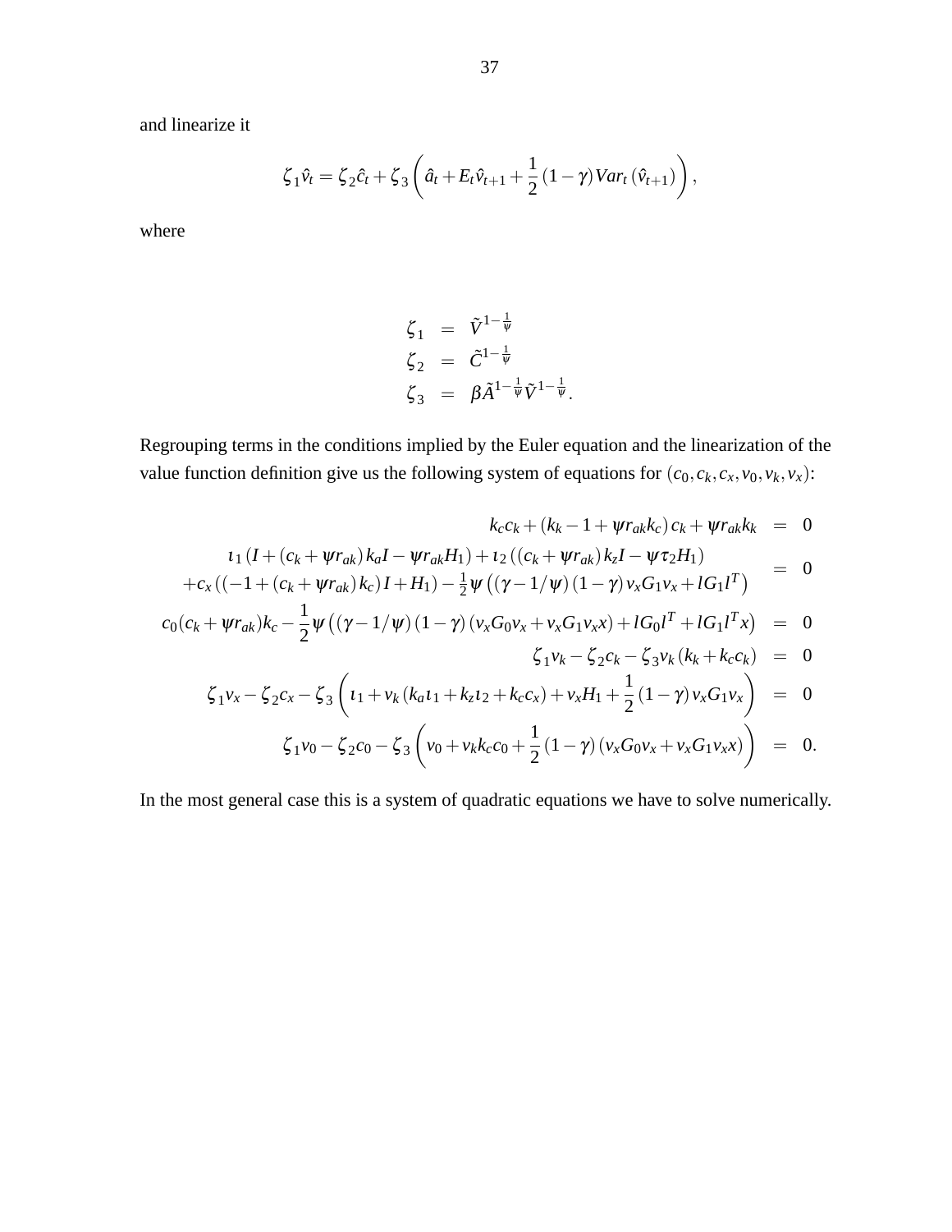and linearize it

$$\zeta_1 \hat{v}_t = \zeta_2 \hat{c}_t + \zeta_3 \left( \hat{a}_t + E_t \hat{v}_{t+1} + \frac{1}{2} (1-\gamma) Var_t (\hat{v}_{t+1}) \right),$$

where

$$\begin{aligned}
\zeta_1 &= \tilde{V}^{1-\frac{1}{\psi}} \\
\zeta_2 &= \tilde{C}^{1-\frac{1}{\psi}} \\
\zeta_3 &= \beta \tilde{A}^{1-\frac{1}{\psi}} \tilde{V}^{1-\frac{1}{\psi}}.
\end{aligned}$$

Regrouping terms in the conditions implied by the Euler equation and the linearization of the value function definition give us the following system of equations for $(c_0, c_k, c_x, v_0, v_k, v_x)$:

$$\begin{aligned}
k_c c_k + (k_k - 1 + \psi r_{ak} k_c) c_k + \psi r_{ak} k_k &= 0 \\
\iota_1 (I + (c_k + \psi r_{ak}) k_a I - \psi r_{ak} H_1) + \iota_2 ((c_k + \psi r_{ak}) k_z I - \psi \tau_2 H_1) \quad & \\
+ c_x ((-1 + (c_k + \psi r_{ak}) k_c) I + H_1) - \tfrac{1}{2} \psi \left( (\gamma - 1/\psi)(1-\gamma) v_x G_1 v_x + l G_1 l^T \right) &= 0 \\
c_0 (c_k + \psi r_{ak}) k_c - \frac{1}{2} \psi \left( (\gamma - 1/\psi)(1-\gamma)(v_x G_0 v_x + v_x G_1 v_x x) + l G_0 l^T + l G_1 l^T x \right) &= 0 \\
\zeta_1 v_k - \zeta_2 c_k - \zeta_3 v_k (k_k + k_c c_k) &= 0 \\
\zeta_1 v_x - \zeta_2 c_x - \zeta_3 \left( \iota_1 + v_k (k_a \iota_1 + k_z \iota_2 + k_c c_x) + v_x H_1 + \frac{1}{2} (1-\gamma) v_x G_1 v_x \right) &= 0 \\
\zeta_1 v_0 - \zeta_2 c_0 - \zeta_3 \left( v_0 + v_k k_c c_0 + \frac{1}{2} (1-\gamma)(v_x G_0 v_x + v_x G_1 v_x x) \right) &= 0.
\end{aligned}$$

In the most general case this is a system of quadratic equations we have to solve numerically.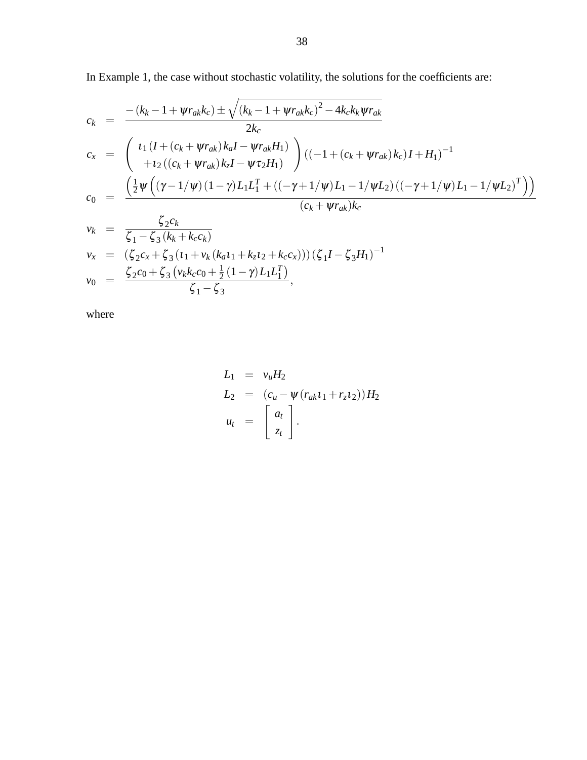In Example 1, the case without stochastic volatility, the solutions for the coefficients are:

$$
\begin{aligned}
c_k &= \frac{-\left(k_k - 1 + \psi r_{ak} k_c\right) \pm \sqrt{\left(k_k - 1 + \psi r_{ak} k_c\right)^2 - 4 k_c k_k \psi r_{ak}}}{2 k_c} \\
c_x &= \left( \begin{array}{c} \iota_1 \left(I + \left(c_k + \psi r_{ak}\right) k_a I - \psi r_{ak} H_1\right) \\ + \iota_2 \left(\left(c_k + \psi r_{ak}\right) k_z I - \psi \tau_2 H_1\right) \end{array} \right) \left(\left(-1 + \left(c_k + \psi r_{ak}\right) k_c\right) I + H_1\right)^{-1} \\
c_0 &= \frac{\left(\frac{1}{2} \psi \left(\left(\gamma - 1/\psi\right)\left(1 - \gamma\right) L_1 L_1^T + \left(\left(-\gamma + 1/\psi\right) L_1 - 1/\psi L_2\right)\left(\left(-\gamma + 1/\psi\right) L_1 - 1/\psi L_2\right)^T\right)\right)}{\left(c_k + \psi r_{ak}\right) k_c} \\
v_k &= \frac{\zeta_2 c_k}{\zeta_1 - \zeta_3 \left(k_k + k_c c_k\right)} \\
v_x &= \left(\zeta_2 c_x + \zeta_3 \left(\iota_1 + v_k \left(k_a \iota_1 + k_z \iota_2 + k_c c_x\right)\right)\right)\left(\zeta_1 I - \zeta_3 H_1\right)^{-1} \\
v_0 &= \frac{\zeta_2 c_0 + \zeta_3 \left(v_k k_c c_0 + \frac{1}{2}\left(1 - \gamma\right) L_1 L_1^T\right)}{\zeta_1 - \zeta_3},
\end{aligned}
$$

where

$$
\begin{aligned}
L_1 &= v_u H_2 \\
L_2 &= \left(c_u - \psi \left(r_{ak} \iota_1 + r_z \iota_2\right)\right) H_2 \\
u_t &= \left[ \begin{array}{c} a_t \\ z_t \end{array} \right].
\end{aligned}
$$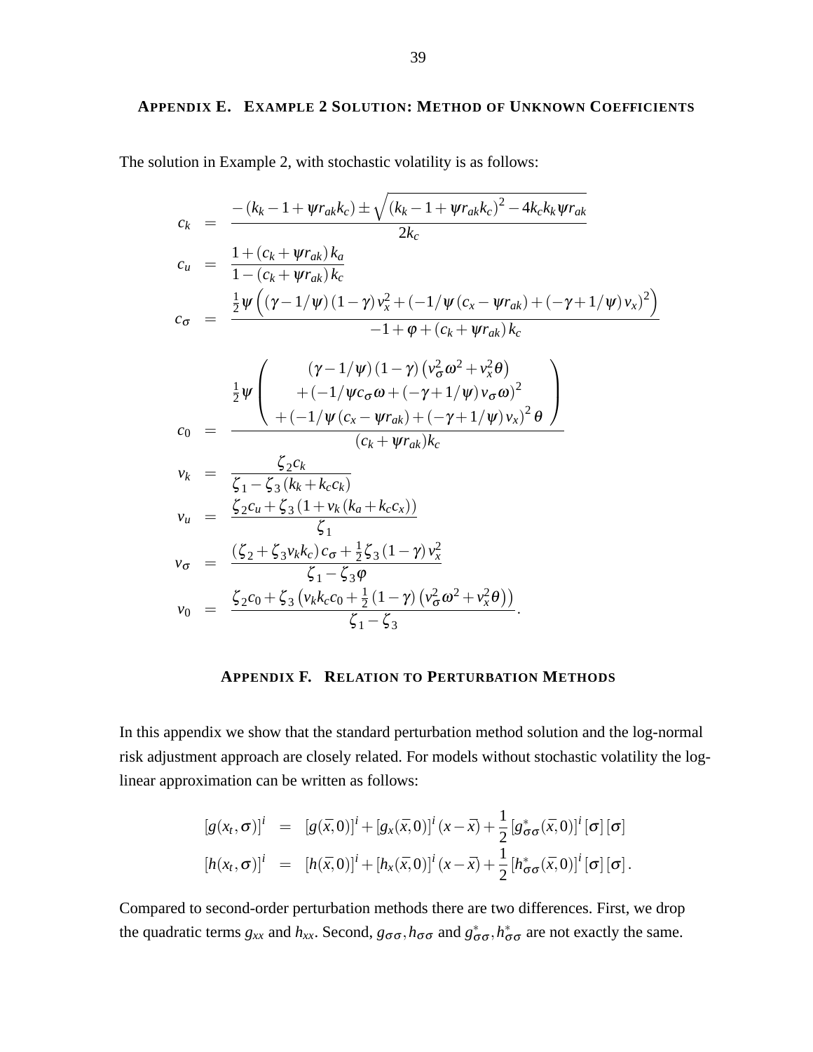## Appendix E. Example 2 Solution: Method of Unknown Coefficients

The solution in Example 2, with stochastic volatility is as follows:

$$
\begin{aligned}
c_k &= \frac{-\left(k_k - 1 + \psi r_{ak} k_c\right) \pm \sqrt{\left(k_k - 1 + \psi r_{ak} k_c\right)^2 - 4 k_c k_k \psi r_{ak}}}{2 k_c} \\
c_u &= \frac{1 + \left(c_k + \psi r_{ak}\right) k_a}{1 - \left(c_k + \psi r_{ak}\right) k_c} \\
c_\sigma &= \frac{\frac{1}{2}\psi \left( \left(\gamma - 1/\psi\right)\left(1-\gamma\right) v_x^2 + \left(-1/\psi \left(c_x - \psi r_{ak}\right) + \left(-\gamma + 1/\psi\right) v_x\right)^2 \right)}{-1 + \varphi + \left(c_k + \psi r_{ak}\right) k_c} \\
c_0 &= \frac{\frac{1}{2}\psi \left( \begin{array}{c} \left(\gamma - 1/\psi\right)\left(1-\gamma\right)\left(v_\sigma^2 \omega^2 + v_x^2 \theta\right) \\ + \left(-1/\psi c_\sigma \omega + \left(-\gamma + 1/\psi\right) v_\sigma \omega\right)^2 \\ + \left(-1/\psi \left(c_x - \psi r_{ak}\right) + \left(-\gamma + 1/\psi\right) v_x\right)^2 \theta \end{array} \right)}{\left(c_k + \psi r_{ak}\right) k_c} \\
v_k &= \frac{\zeta_2 c_k}{\zeta_1 - \zeta_3 \left(k_k + k_c c_k\right)} \\
v_u &= \frac{\zeta_2 c_u + \zeta_3 \left(1 + v_k \left(k_a + k_c c_x\right)\right)}{\zeta_1} \\
v_\sigma &= \frac{\left(\zeta_2 + \zeta_3 v_k k_c\right) c_\sigma + \frac{1}{2}\zeta_3 \left(1-\gamma\right) v_x^2}{\zeta_1 - \zeta_3 \varphi} \\
v_0 &= \frac{\zeta_2 c_0 + \zeta_3 \left(v_k k_c c_0 + \frac{1}{2}\left(1-\gamma\right)\left(v_\sigma^2 \omega^2 + v_x^2 \theta\right)\right)}{\zeta_1 - \zeta_3}.
\end{aligned}
$$

## Appendix F. Relation to Perturbation Methods

In this appendix we show that the standard perturbation method solution and the log-normal risk adjustment approach are closely related. For models without stochastic volatility the log-linear approximation can be written as follows:

$$
\begin{aligned}
\left[g(x_t, \sigma)\right]^i &= \left[g(\bar{x}, 0)\right]^i + \left[g_x(\bar{x}, 0)\right]^i (x - \bar{x}) + \frac{1}{2}\left[g^*_{\sigma\sigma}(\bar{x}, 0)\right]^i [\sigma][\sigma] \\
\left[h(x_t, \sigma)\right]^i &= \left[h(\bar{x}, 0)\right]^i + \left[h_x(\bar{x}, 0)\right]^i (x - \bar{x}) + \frac{1}{2}\left[h^*_{\sigma\sigma}(\bar{x}, 0)\right]^i [\sigma][\sigma].
\end{aligned}
$$

Compared to second-order perturbation methods there are two differences. First, we drop the quadratic terms $g_{xx}$ and $h_{xx}$. Second, $g_{\sigma\sigma}, h_{\sigma\sigma}$ and $g^*_{\sigma\sigma}, h^*_{\sigma\sigma}$ are not exactly the same.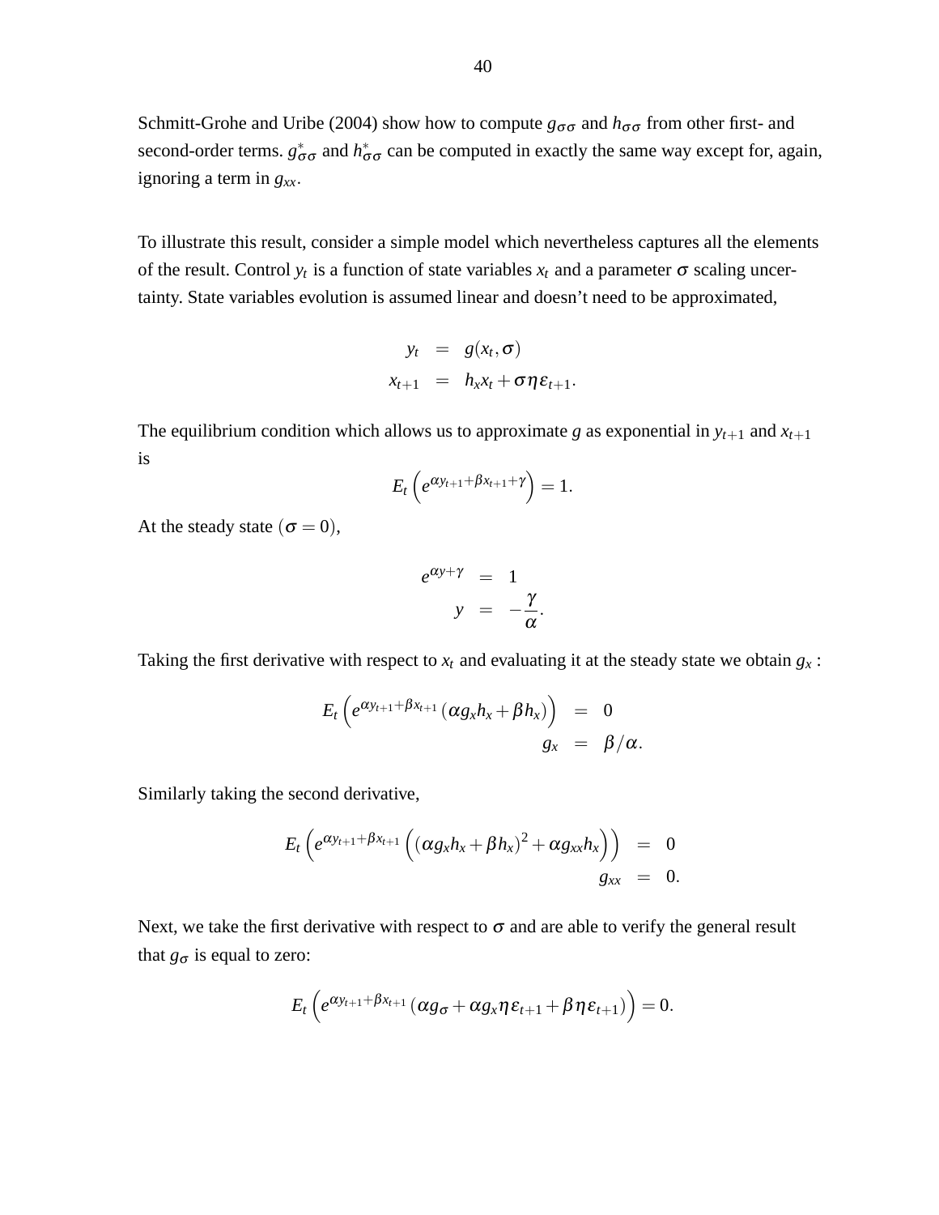Schmitt-Grohe and Uribe (2004) show how to compute $g_{\sigma\sigma}$ and $h_{\sigma\sigma}$ from other first- and second-order terms. $g^*_{\sigma\sigma}$ and $h^*_{\sigma\sigma}$ can be computed in exactly the same way except for, again, ignoring a term in $g_{xx}$.

To illustrate this result, consider a simple model which nevertheless captures all the elements of the result. Control $y_t$ is a function of state variables $x_t$ and a parameter $\sigma$ scaling uncertainty. State variables evolution is assumed linear and doesn't need to be approximated,

$$
\begin{aligned}
y_t &= g(x_t, \sigma) \\
x_{t+1} &= h_x x_t + \sigma \eta \varepsilon_{t+1}.
\end{aligned}
$$

The equilibrium condition which allows us to approximate $g$ as exponential in $y_{t+1}$ and $x_{t+1}$ is

$$
E_t\left(e^{\alpha y_{t+1} + \beta x_{t+1} + \gamma}\right) = 1.
$$

At the steady state ($\sigma = 0$),

$$
\begin{aligned}
e^{\alpha y + \gamma} &= 1 \\
y &= -\frac{\gamma}{\alpha}.
\end{aligned}
$$

Taking the first derivative with respect to $x_t$ and evaluating it at the steady state we obtain $g_x$ :

$$
\begin{aligned}
E_t\left(e^{\alpha y_{t+1} + \beta x_{t+1}} \left(\alpha g_x h_x + \beta h_x\right)\right) &= 0 \\
g_x &= \beta / \alpha.
\end{aligned}
$$

Similarly taking the second derivative,

$$
\begin{aligned}
E_t\left(e^{\alpha y_{t+1} + \beta x_{t+1}} \left(\left(\alpha g_x h_x + \beta h_x\right)^2 + \alpha g_{xx} h_x\right)\right) &= 0 \\
g_{xx} &= 0.
\end{aligned}
$$

Next, we take the first derivative with respect to $\sigma$ and are able to verify the general result that $g_\sigma$ is equal to zero:

$$
E_t\left(e^{\alpha y_{t+1} + \beta x_{t+1}} \left(\alpha g_\sigma + \alpha g_x \eta \varepsilon_{t+1} + \beta \eta \varepsilon_{t+1}\right)\right) = 0.
$$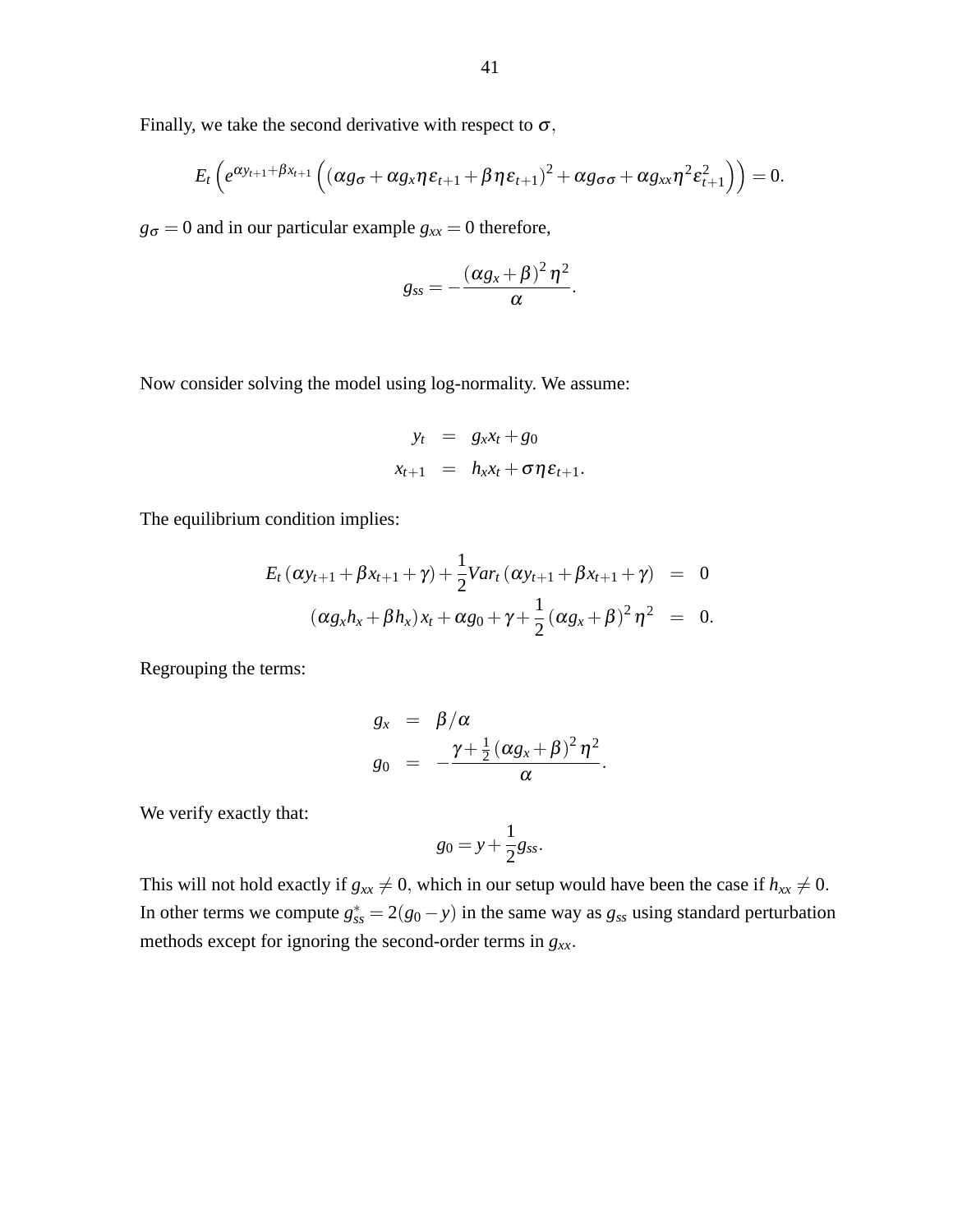Finally, we take the second derivative with respect to $\sigma$,

$$E_t\left(e^{\alpha y_{t+1}+\beta x_{t+1}}\left((\alpha g_\sigma+\alpha g_x\eta\varepsilon_{t+1}+\beta\eta\varepsilon_{t+1})^2+\alpha g_{\sigma\sigma}+\alpha g_{xx}\eta^2\varepsilon_{t+1}^2\right)\right)=0.$$

$g_\sigma = 0$ and in our particular example $g_{xx} = 0$ therefore,

$$g_{ss} = -\frac{(\alpha g_x+\beta)^2\,\eta^2}{\alpha}.$$

Now consider solving the model using log-normality. We assume:

$$\begin{aligned} y_t &= g_x x_t + g_0 \\ x_{t+1} &= h_x x_t + \sigma\eta\varepsilon_{t+1}. \end{aligned}$$

The equilibrium condition implies:

$$\begin{aligned} E_t(\alpha y_{t+1}+\beta x_{t+1}+\gamma)+\frac{1}{2}Var_t(\alpha y_{t+1}+\beta x_{t+1}+\gamma) &= 0 \\ (\alpha g_x h_x+\beta h_x)x_t+\alpha g_0+\gamma+\frac{1}{2}(\alpha g_x+\beta)^2\eta^2 &= 0. \end{aligned}$$

Regrouping the terms:

$$\begin{aligned} g_x &= \beta/\alpha \\ g_0 &= -\frac{\gamma+\frac{1}{2}(\alpha g_x+\beta)^2\eta^2}{\alpha}. \end{aligned}$$

We verify exactly that:

$$g_0 = y+\frac{1}{2}g_{ss}.$$

This will not hold exactly if $g_{xx}\neq 0$, which in our setup would have been the case if $h_{xx}\neq 0$. In other terms we compute $g_{ss}^* = 2(g_0-y)$ in the same way as $g_{ss}$ using standard perturbation methods except for ignoring the second-order terms in $g_{xx}$.